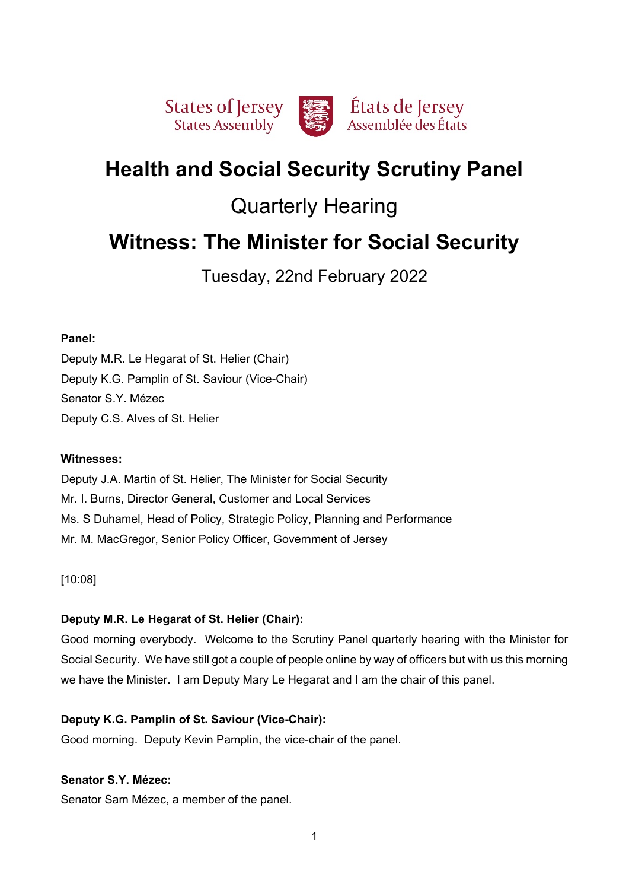States of Jersey
States Assembly

États de Jersey
Assemblée des États

# Health and Social Security Scrutiny Panel

## Quarterly Hearing

# Witness: The Minister for Social Security

Tuesday, 22nd February 2022

**Panel:**

Deputy M.R. Le Hegarat of St. Helier (Chair)
Deputy K.G. Pamplin of St. Saviour (Vice-Chair)
Senator S.Y. Mézec
Deputy C.S. Alves of St. Helier

**Witnesses:**

Deputy J.A. Martin of St. Helier, The Minister for Social Security
Mr. I. Burns, Director General, Customer and Local Services
Ms. S Duhamel, Head of Policy, Strategic Policy, Planning and Performance
Mr. M. MacGregor, Senior Policy Officer, Government of Jersey

[10:08]

**Deputy M.R. Le Hegarat of St. Helier (Chair):**

Good morning everybody. Welcome to the Scrutiny Panel quarterly hearing with the Minister for Social Security. We have still got a couple of people online by way of officers but with us this morning we have the Minister. I am Deputy Mary Le Hegarat and I am the chair of this panel.

**Deputy K.G. Pamplin of St. Saviour (Vice-Chair):**

Good morning. Deputy Kevin Pamplin, the vice-chair of the panel.

**Senator S.Y. Mézec:**

Senator Sam Mézec, a member of the panel.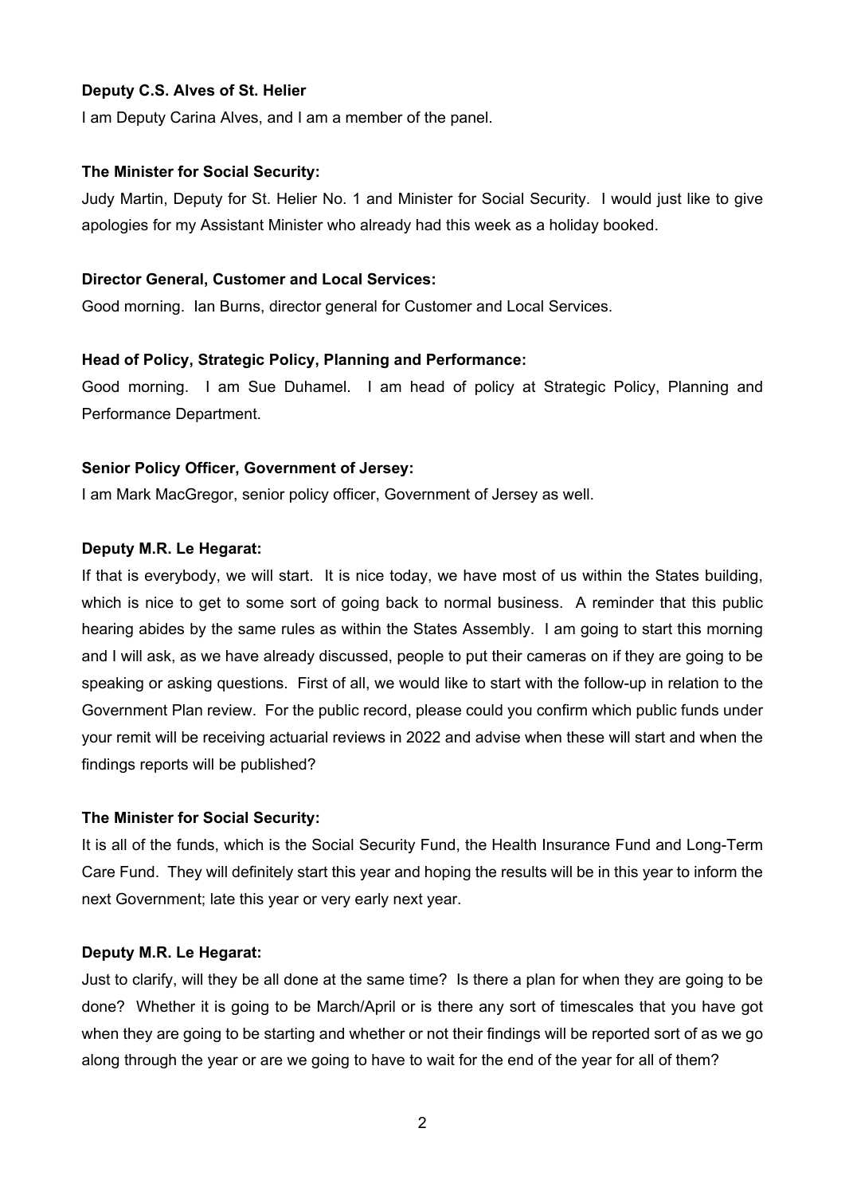**Deputy C.S. Alves of St. Helier**

I am Deputy Carina Alves, and I am a member of the panel.

**The Minister for Social Security:**

Judy Martin, Deputy for St. Helier No. 1 and Minister for Social Security. I would just like to give apologies for my Assistant Minister who already had this week as a holiday booked.

**Director General, Customer and Local Services:**

Good morning. Ian Burns, director general for Customer and Local Services.

**Head of Policy, Strategic Policy, Planning and Performance:**

Good morning. I am Sue Duhamel. I am head of policy at Strategic Policy, Planning and Performance Department.

**Senior Policy Officer, Government of Jersey:**

I am Mark MacGregor, senior policy officer, Government of Jersey as well.

**Deputy M.R. Le Hegarat:**

If that is everybody, we will start. It is nice today, we have most of us within the States building, which is nice to get to some sort of going back to normal business. A reminder that this public hearing abides by the same rules as within the States Assembly. I am going to start this morning and I will ask, as we have already discussed, people to put their cameras on if they are going to be speaking or asking questions. First of all, we would like to start with the follow-up in relation to the Government Plan review. For the public record, please could you confirm which public funds under your remit will be receiving actuarial reviews in 2022 and advise when these will start and when the findings reports will be published?

**The Minister for Social Security:**

It is all of the funds, which is the Social Security Fund, the Health Insurance Fund and Long-Term Care Fund. They will definitely start this year and hoping the results will be in this year to inform the next Government; late this year or very early next year.

**Deputy M.R. Le Hegarat:**

Just to clarify, will they be all done at the same time? Is there a plan for when they are going to be done? Whether it is going to be March/April or is there any sort of timescales that you have got when they are going to be starting and whether or not their findings will be reported sort of as we go along through the year or are we going to have to wait for the end of the year for all of them?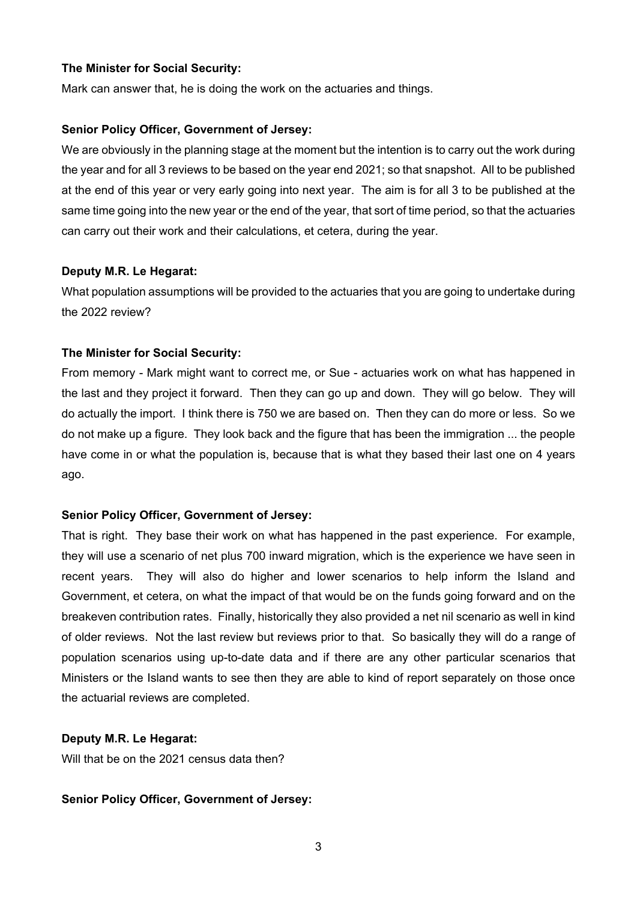**The Minister for Social Security:**

Mark can answer that, he is doing the work on the actuaries and things.

**Senior Policy Officer, Government of Jersey:**

We are obviously in the planning stage at the moment but the intention is to carry out the work during the year and for all 3 reviews to be based on the year end 2021; so that snapshot. All to be published at the end of this year or very early going into next year. The aim is for all 3 to be published at the same time going into the new year or the end of the year, that sort of time period, so that the actuaries can carry out their work and their calculations, et cetera, during the year.

**Deputy M.R. Le Hegarat:**

What population assumptions will be provided to the actuaries that you are going to undertake during the 2022 review?

**The Minister for Social Security:**

From memory - Mark might want to correct me, or Sue - actuaries work on what has happened in the last and they project it forward. Then they can go up and down. They will go below. They will do actually the import. I think there is 750 we are based on. Then they can do more or less. So we do not make up a figure. They look back and the figure that has been the immigration ... the people have come in or what the population is, because that is what they based their last one on 4 years ago.

**Senior Policy Officer, Government of Jersey:**

That is right. They base their work on what has happened in the past experience. For example, they will use a scenario of net plus 700 inward migration, which is the experience we have seen in recent years. They will also do higher and lower scenarios to help inform the Island and Government, et cetera, on what the impact of that would be on the funds going forward and on the breakeven contribution rates. Finally, historically they also provided a net nil scenario as well in kind of older reviews. Not the last review but reviews prior to that. So basically they will do a range of population scenarios using up-to-date data and if there are any other particular scenarios that Ministers or the Island wants to see then they are able to kind of report separately on those once the actuarial reviews are completed.

**Deputy M.R. Le Hegarat:**

Will that be on the 2021 census data then?

**Senior Policy Officer, Government of Jersey:**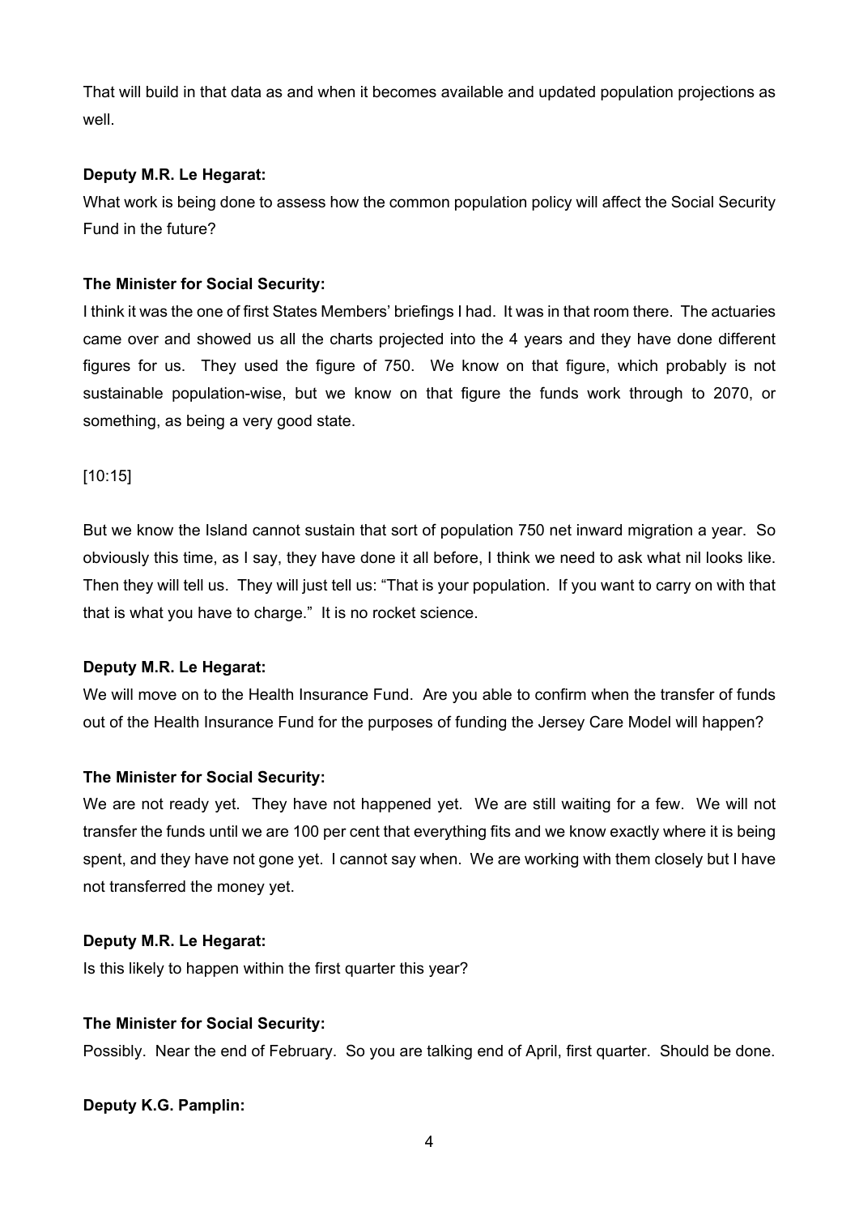That will build in that data as and when it becomes available and updated population projections as well.

**Deputy M.R. Le Hegarat:**

What work is being done to assess how the common population policy will affect the Social Security Fund in the future?

**The Minister for Social Security:**

I think it was the one of first States Members' briefings I had. It was in that room there. The actuaries came over and showed us all the charts projected into the 4 years and they have done different figures for us. They used the figure of 750. We know on that figure, which probably is not sustainable population-wise, but we know on that figure the funds work through to 2070, or something, as being a very good state.

[10:15]

But we know the Island cannot sustain that sort of population 750 net inward migration a year. So obviously this time, as I say, they have done it all before, I think we need to ask what nil looks like. Then they will tell us. They will just tell us: "That is your population. If you want to carry on with that that is what you have to charge." It is no rocket science.

**Deputy M.R. Le Hegarat:**

We will move on to the Health Insurance Fund. Are you able to confirm when the transfer of funds out of the Health Insurance Fund for the purposes of funding the Jersey Care Model will happen?

**The Minister for Social Security:**

We are not ready yet. They have not happened yet. We are still waiting for a few. We will not transfer the funds until we are 100 per cent that everything fits and we know exactly where it is being spent, and they have not gone yet. I cannot say when. We are working with them closely but I have not transferred the money yet.

**Deputy M.R. Le Hegarat:**

Is this likely to happen within the first quarter this year?

**The Minister for Social Security:**

Possibly. Near the end of February. So you are talking end of April, first quarter. Should be done.

**Deputy K.G. Pamplin:**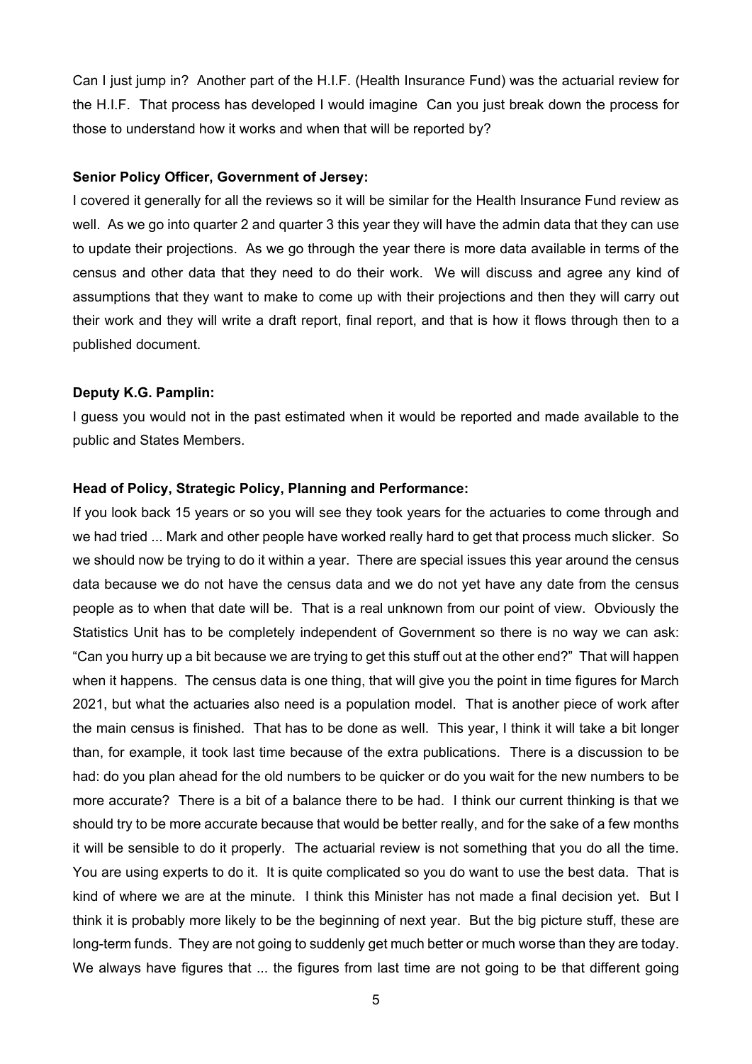Can I just jump in? Another part of the H.I.F. (Health Insurance Fund) was the actuarial review for the H.I.F. That process has developed I would imagine Can you just break down the process for those to understand how it works and when that will be reported by?

**Senior Policy Officer, Government of Jersey:**

I covered it generally for all the reviews so it will be similar for the Health Insurance Fund review as well. As we go into quarter 2 and quarter 3 this year they will have the admin data that they can use to update their projections. As we go through the year there is more data available in terms of the census and other data that they need to do their work. We will discuss and agree any kind of assumptions that they want to make to come up with their projections and then they will carry out their work and they will write a draft report, final report, and that is how it flows through then to a published document.

**Deputy K.G. Pamplin:**

I guess you would not in the past estimated when it would be reported and made available to the public and States Members.

**Head of Policy, Strategic Policy, Planning and Performance:**

If you look back 15 years or so you will see they took years for the actuaries to come through and we had tried ... Mark and other people have worked really hard to get that process much slicker. So we should now be trying to do it within a year. There are special issues this year around the census data because we do not have the census data and we do not yet have any date from the census people as to when that date will be. That is a real unknown from our point of view. Obviously the Statistics Unit has to be completely independent of Government so there is no way we can ask: "Can you hurry up a bit because we are trying to get this stuff out at the other end?" That will happen when it happens. The census data is one thing, that will give you the point in time figures for March 2021, but what the actuaries also need is a population model. That is another piece of work after the main census is finished. That has to be done as well. This year, I think it will take a bit longer than, for example, it took last time because of the extra publications. There is a discussion to be had: do you plan ahead for the old numbers to be quicker or do you wait for the new numbers to be more accurate? There is a bit of a balance there to be had. I think our current thinking is that we should try to be more accurate because that would be better really, and for the sake of a few months it will be sensible to do it properly. The actuarial review is not something that you do all the time. You are using experts to do it. It is quite complicated so you do want to use the best data. That is kind of where we are at the minute. I think this Minister has not made a final decision yet. But I think it is probably more likely to be the beginning of next year. But the big picture stuff, these are long-term funds. They are not going to suddenly get much better or much worse than they are today. We always have figures that ... the figures from last time are not going to be that different going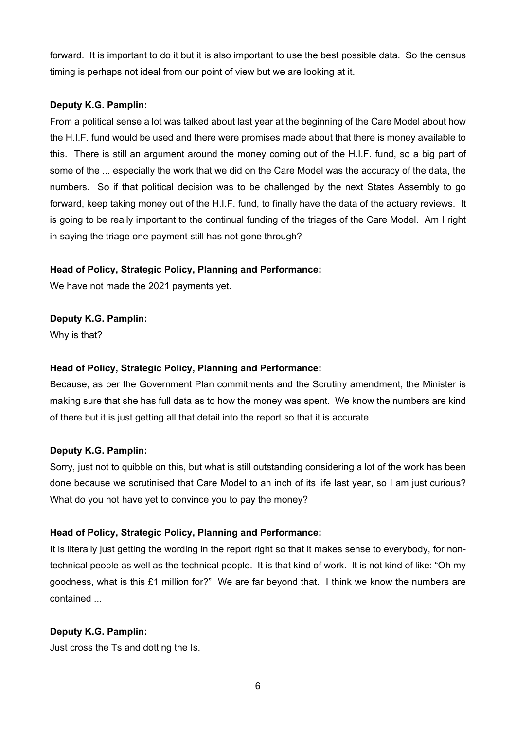forward. It is important to do it but it is also important to use the best possible data. So the census timing is perhaps not ideal from our point of view but we are looking at it.

**Deputy K.G. Pamplin:**

From a political sense a lot was talked about last year at the beginning of the Care Model about how the H.I.F. fund would be used and there were promises made about that there is money available to this. There is still an argument around the money coming out of the H.I.F. fund, so a big part of some of the ... especially the work that we did on the Care Model was the accuracy of the data, the numbers. So if that political decision was to be challenged by the next States Assembly to go forward, keep taking money out of the H.I.F. fund, to finally have the data of the actuary reviews. It is going to be really important to the continual funding of the triages of the Care Model. Am I right in saying the triage one payment still has not gone through?

**Head of Policy, Strategic Policy, Planning and Performance:**

We have not made the 2021 payments yet.

**Deputy K.G. Pamplin:**

Why is that?

**Head of Policy, Strategic Policy, Planning and Performance:**

Because, as per the Government Plan commitments and the Scrutiny amendment, the Minister is making sure that she has full data as to how the money was spent. We know the numbers are kind of there but it is just getting all that detail into the report so that it is accurate.

**Deputy K.G. Pamplin:**

Sorry, just not to quibble on this, but what is still outstanding considering a lot of the work has been done because we scrutinised that Care Model to an inch of its life last year, so I am just curious? What do you not have yet to convince you to pay the money?

**Head of Policy, Strategic Policy, Planning and Performance:**

It is literally just getting the wording in the report right so that it makes sense to everybody, for non-technical people as well as the technical people. It is that kind of work. It is not kind of like: "Oh my goodness, what is this £1 million for?" We are far beyond that. I think we know the numbers are contained ...

**Deputy K.G. Pamplin:**

Just cross the Ts and dotting the Is.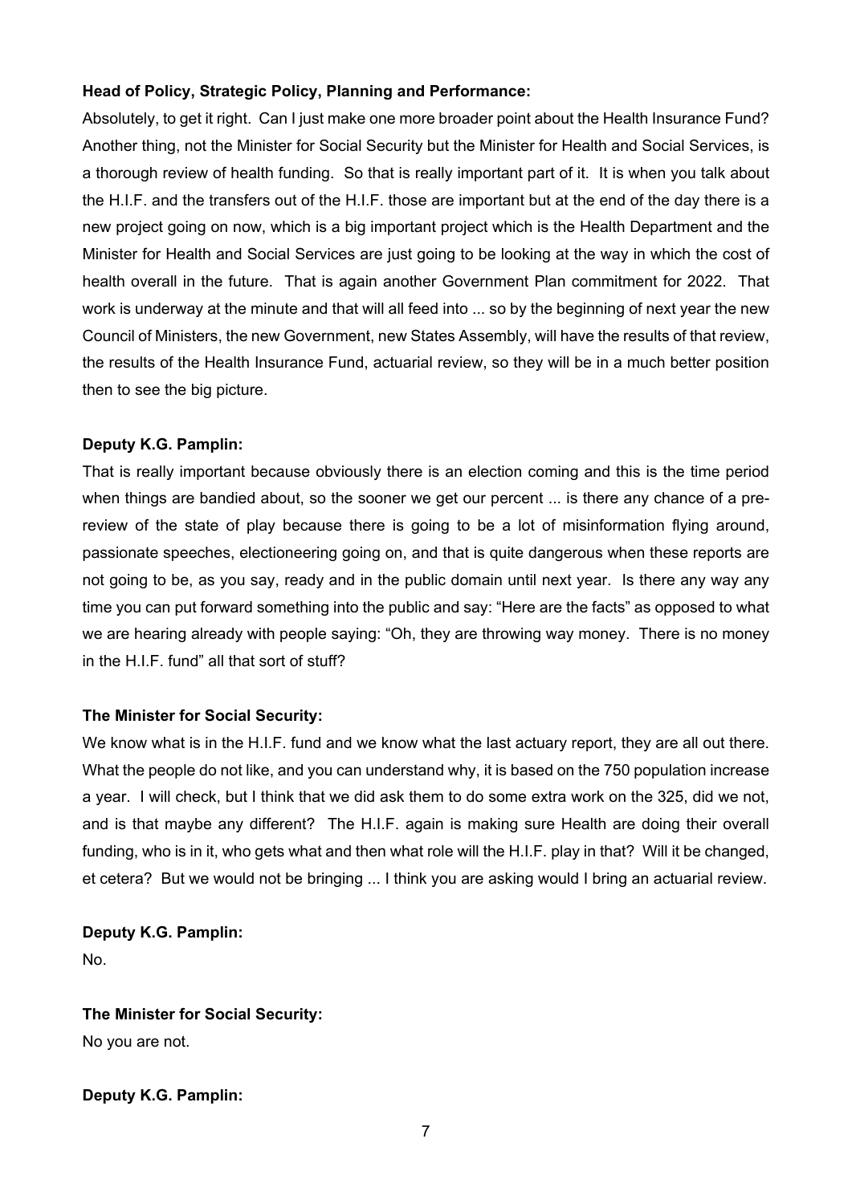**Head of Policy, Strategic Policy, Planning and Performance:**

Absolutely, to get it right. Can I just make one more broader point about the Health Insurance Fund? Another thing, not the Minister for Social Security but the Minister for Health and Social Services, is a thorough review of health funding. So that is really important part of it. It is when you talk about the H.I.F. and the transfers out of the H.I.F. those are important but at the end of the day there is a new project going on now, which is a big important project which is the Health Department and the Minister for Health and Social Services are just going to be looking at the way in which the cost of health overall in the future. That is again another Government Plan commitment for 2022. That work is underway at the minute and that will all feed into ... so by the beginning of next year the new Council of Ministers, the new Government, new States Assembly, will have the results of that review, the results of the Health Insurance Fund, actuarial review, so they will be in a much better position then to see the big picture.

**Deputy K.G. Pamplin:**

That is really important because obviously there is an election coming and this is the time period when things are bandied about, so the sooner we get our percent ... is there any chance of a pre-review of the state of play because there is going to be a lot of misinformation flying around, passionate speeches, electioneering going on, and that is quite dangerous when these reports are not going to be, as you say, ready and in the public domain until next year. Is there any way any time you can put forward something into the public and say: "Here are the facts" as opposed to what we are hearing already with people saying: "Oh, they are throwing way money. There is no money in the H.I.F. fund" all that sort of stuff?

**The Minister for Social Security:**

We know what is in the H.I.F. fund and we know what the last actuary report, they are all out there. What the people do not like, and you can understand why, it is based on the 750 population increase a year. I will check, but I think that we did ask them to do some extra work on the 325, did we not, and is that maybe any different? The H.I.F. again is making sure Health are doing their overall funding, who is in it, who gets what and then what role will the H.I.F. play in that? Will it be changed, et cetera? But we would not be bringing ... I think you are asking would I bring an actuarial review.

**Deputy K.G. Pamplin:**

No.

**The Minister for Social Security:**

No you are not.

**Deputy K.G. Pamplin:**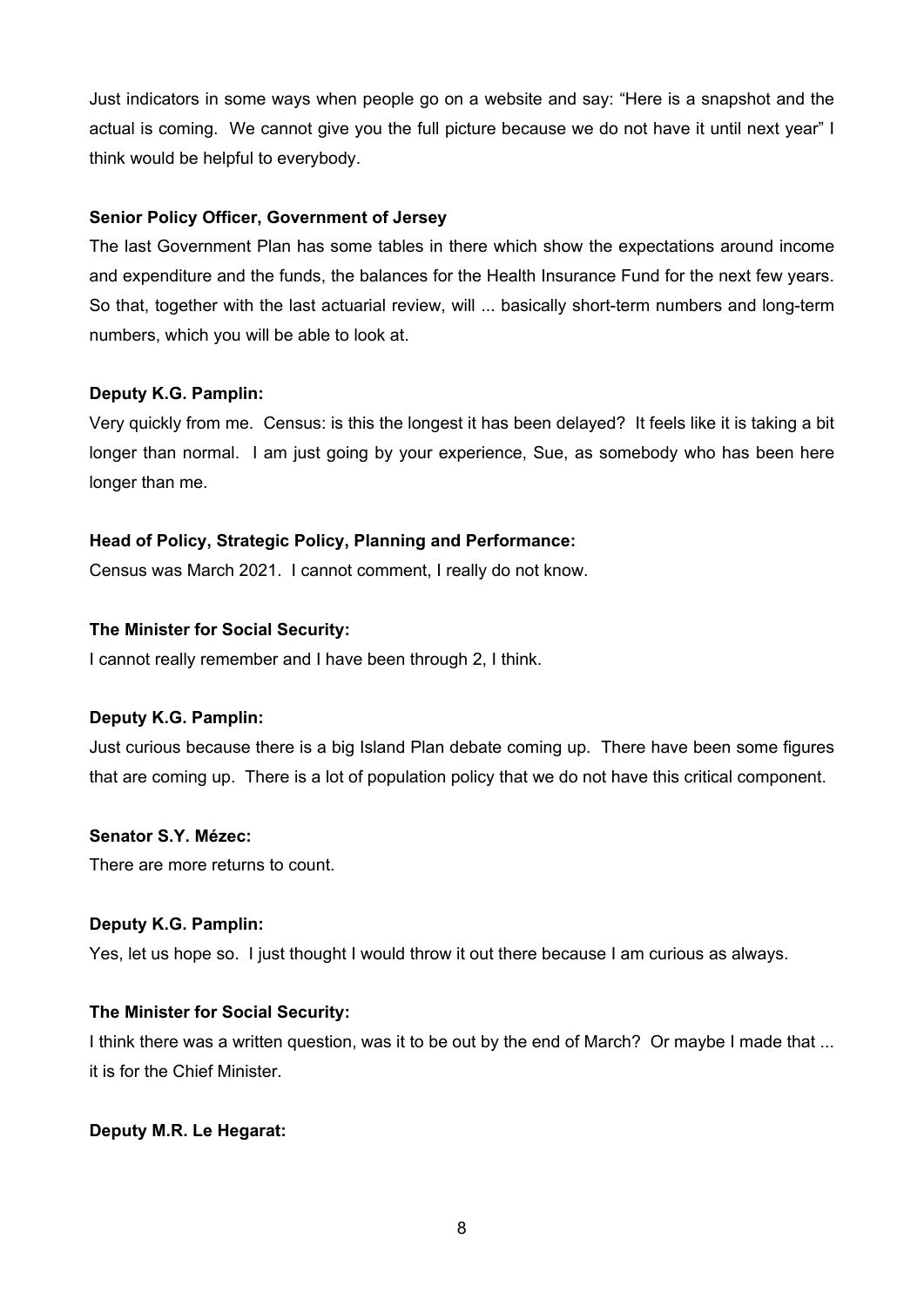Just indicators in some ways when people go on a website and say: "Here is a snapshot and the actual is coming. We cannot give you the full picture because we do not have it until next year" I think would be helpful to everybody.

**Senior Policy Officer, Government of Jersey**

The last Government Plan has some tables in there which show the expectations around income and expenditure and the funds, the balances for the Health Insurance Fund for the next few years. So that, together with the last actuarial review, will ... basically short-term numbers and long-term numbers, which you will be able to look at.

**Deputy K.G. Pamplin:**

Very quickly from me. Census: is this the longest it has been delayed? It feels like it is taking a bit longer than normal. I am just going by your experience, Sue, as somebody who has been here longer than me.

**Head of Policy, Strategic Policy, Planning and Performance:**

Census was March 2021. I cannot comment, I really do not know.

**The Minister for Social Security:**

I cannot really remember and I have been through 2, I think.

**Deputy K.G. Pamplin:**

Just curious because there is a big Island Plan debate coming up. There have been some figures that are coming up. There is a lot of population policy that we do not have this critical component.

**Senator S.Y. Mézec:**

There are more returns to count.

**Deputy K.G. Pamplin:**

Yes, let us hope so. I just thought I would throw it out there because I am curious as always.

**The Minister for Social Security:**

I think there was a written question, was it to be out by the end of March? Or maybe I made that ... it is for the Chief Minister.

**Deputy M.R. Le Hegarat:**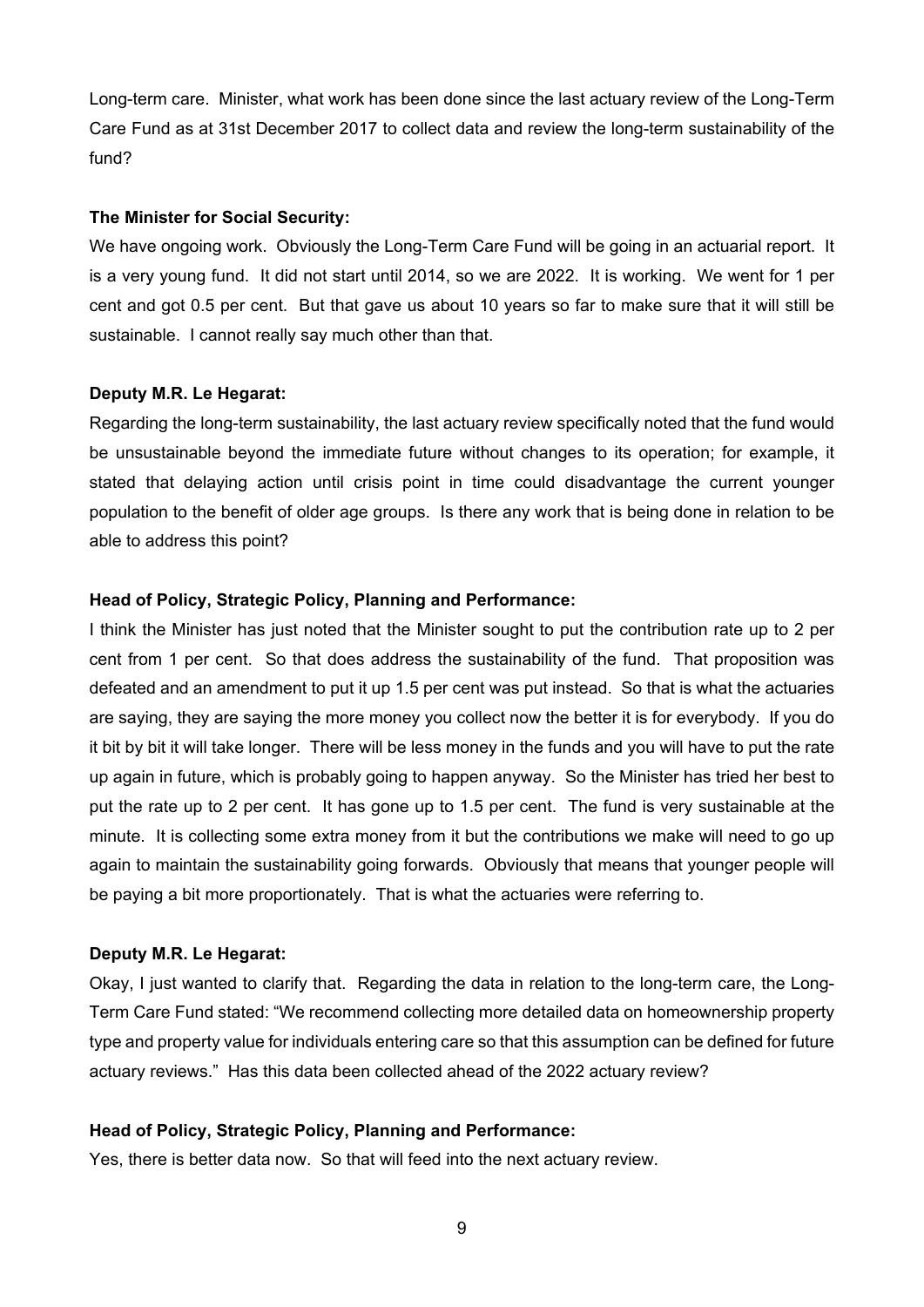Long-term care. Minister, what work has been done since the last actuary review of the Long-Term Care Fund as at 31st December 2017 to collect data and review the long-term sustainability of the fund?

**The Minister for Social Security:**

We have ongoing work. Obviously the Long-Term Care Fund will be going in an actuarial report. It is a very young fund. It did not start until 2014, so we are 2022. It is working. We went for 1 per cent and got 0.5 per cent. But that gave us about 10 years so far to make sure that it will still be sustainable. I cannot really say much other than that.

**Deputy M.R. Le Hegarat:**

Regarding the long-term sustainability, the last actuary review specifically noted that the fund would be unsustainable beyond the immediate future without changes to its operation; for example, it stated that delaying action until crisis point in time could disadvantage the current younger population to the benefit of older age groups. Is there any work that is being done in relation to be able to address this point?

**Head of Policy, Strategic Policy, Planning and Performance:**

I think the Minister has just noted that the Minister sought to put the contribution rate up to 2 per cent from 1 per cent. So that does address the sustainability of the fund. That proposition was defeated and an amendment to put it up 1.5 per cent was put instead. So that is what the actuaries are saying, they are saying the more money you collect now the better it is for everybody. If you do it bit by bit it will take longer. There will be less money in the funds and you will have to put the rate up again in future, which is probably going to happen anyway. So the Minister has tried her best to put the rate up to 2 per cent. It has gone up to 1.5 per cent. The fund is very sustainable at the minute. It is collecting some extra money from it but the contributions we make will need to go up again to maintain the sustainability going forwards. Obviously that means that younger people will be paying a bit more proportionately. That is what the actuaries were referring to.

**Deputy M.R. Le Hegarat:**

Okay, I just wanted to clarify that. Regarding the data in relation to the long-term care, the Long-Term Care Fund stated: "We recommend collecting more detailed data on homeownership property type and property value for individuals entering care so that this assumption can be defined for future actuary reviews." Has this data been collected ahead of the 2022 actuary review?

**Head of Policy, Strategic Policy, Planning and Performance:**

Yes, there is better data now. So that will feed into the next actuary review.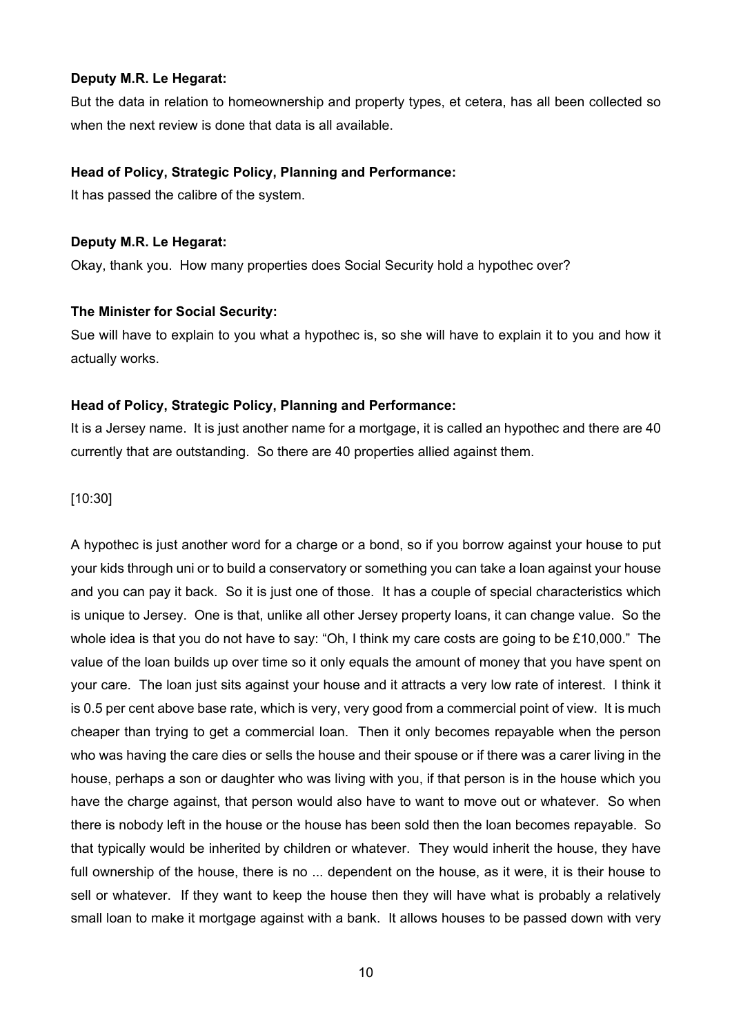**Deputy M.R. Le Hegarat:**

But the data in relation to homeownership and property types, et cetera, has all been collected so when the next review is done that data is all available.

**Head of Policy, Strategic Policy, Planning and Performance:**

It has passed the calibre of the system.

**Deputy M.R. Le Hegarat:**

Okay, thank you. How many properties does Social Security hold a hypothec over?

**The Minister for Social Security:**

Sue will have to explain to you what a hypothec is, so she will have to explain it to you and how it actually works.

**Head of Policy, Strategic Policy, Planning and Performance:**

It is a Jersey name. It is just another name for a mortgage, it is called an hypothec and there are 40 currently that are outstanding. So there are 40 properties allied against them.

[10:30]

A hypothec is just another word for a charge or a bond, so if you borrow against your house to put your kids through uni or to build a conservatory or something you can take a loan against your house and you can pay it back. So it is just one of those. It has a couple of special characteristics which is unique to Jersey. One is that, unlike all other Jersey property loans, it can change value. So the whole idea is that you do not have to say: "Oh, I think my care costs are going to be £10,000." The value of the loan builds up over time so it only equals the amount of money that you have spent on your care. The loan just sits against your house and it attracts a very low rate of interest. I think it is 0.5 per cent above base rate, which is very, very good from a commercial point of view. It is much cheaper than trying to get a commercial loan. Then it only becomes repayable when the person who was having the care dies or sells the house and their spouse or if there was a carer living in the house, perhaps a son or daughter who was living with you, if that person is in the house which you have the charge against, that person would also have to want to move out or whatever. So when there is nobody left in the house or the house has been sold then the loan becomes repayable. So that typically would be inherited by children or whatever. They would inherit the house, they have full ownership of the house, there is no ... dependent on the house, as it were, it is their house to sell or whatever. If they want to keep the house then they will have what is probably a relatively small loan to make it mortgage against with a bank. It allows houses to be passed down with very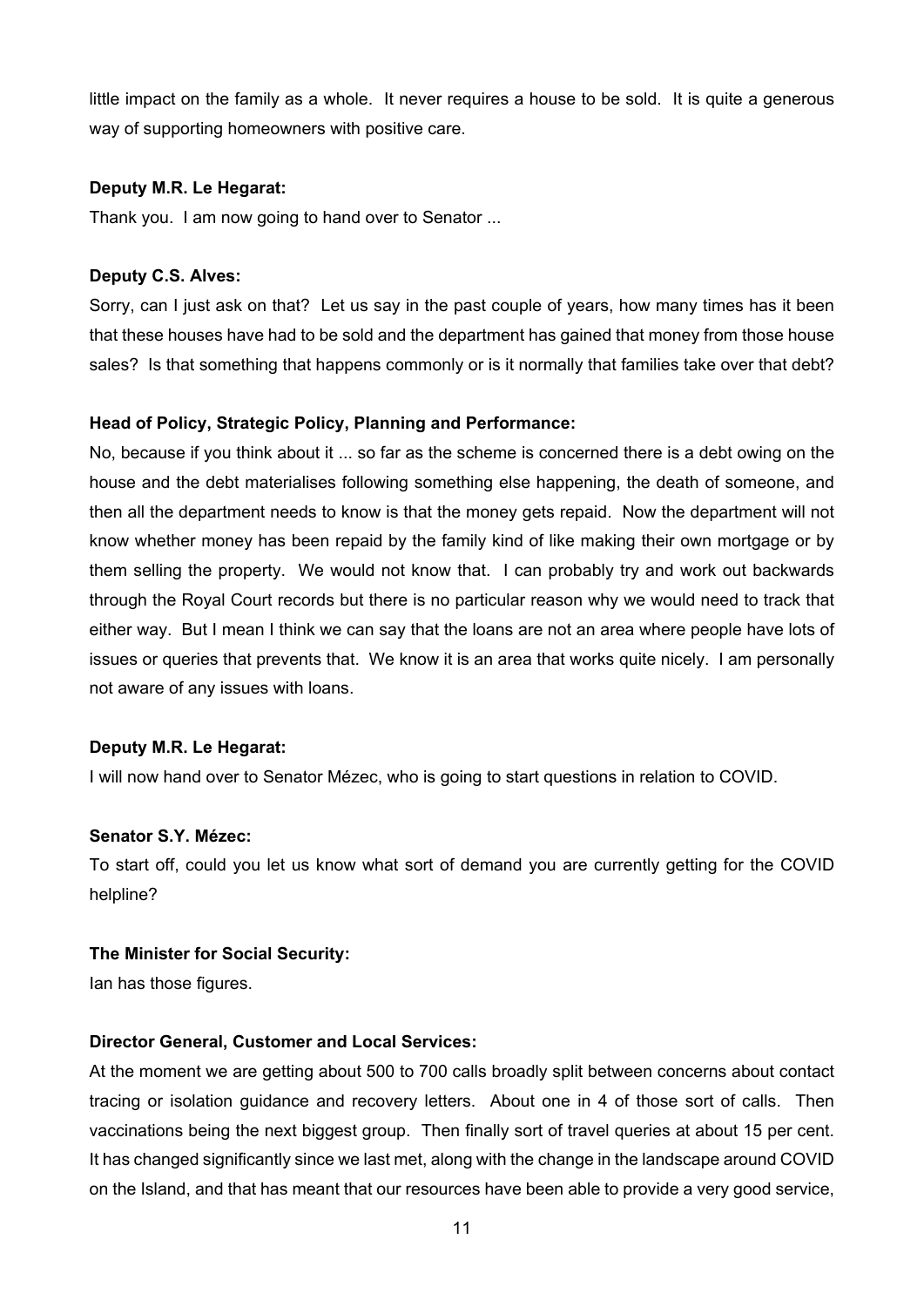little impact on the family as a whole. It never requires a house to be sold. It is quite a generous way of supporting homeowners with positive care.

**Deputy M.R. Le Hegarat:**

Thank you. I am now going to hand over to Senator ...

**Deputy C.S. Alves:**

Sorry, can I just ask on that? Let us say in the past couple of years, how many times has it been that these houses have had to be sold and the department has gained that money from those house sales? Is that something that happens commonly or is it normally that families take over that debt?

**Head of Policy, Strategic Policy, Planning and Performance:**

No, because if you think about it ... so far as the scheme is concerned there is a debt owing on the house and the debt materialises following something else happening, the death of someone, and then all the department needs to know is that the money gets repaid. Now the department will not know whether money has been repaid by the family kind of like making their own mortgage or by them selling the property. We would not know that. I can probably try and work out backwards through the Royal Court records but there is no particular reason why we would need to track that either way. But I mean I think we can say that the loans are not an area where people have lots of issues or queries that prevents that. We know it is an area that works quite nicely. I am personally not aware of any issues with loans.

**Deputy M.R. Le Hegarat:**

I will now hand over to Senator Mézec, who is going to start questions in relation to COVID.

**Senator S.Y. Mézec:**

To start off, could you let us know what sort of demand you are currently getting for the COVID helpline?

**The Minister for Social Security:**

Ian has those figures.

**Director General, Customer and Local Services:**

At the moment we are getting about 500 to 700 calls broadly split between concerns about contact tracing or isolation guidance and recovery letters. About one in 4 of those sort of calls. Then vaccinations being the next biggest group. Then finally sort of travel queries at about 15 per cent. It has changed significantly since we last met, along with the change in the landscape around COVID on the Island, and that has meant that our resources have been able to provide a very good service,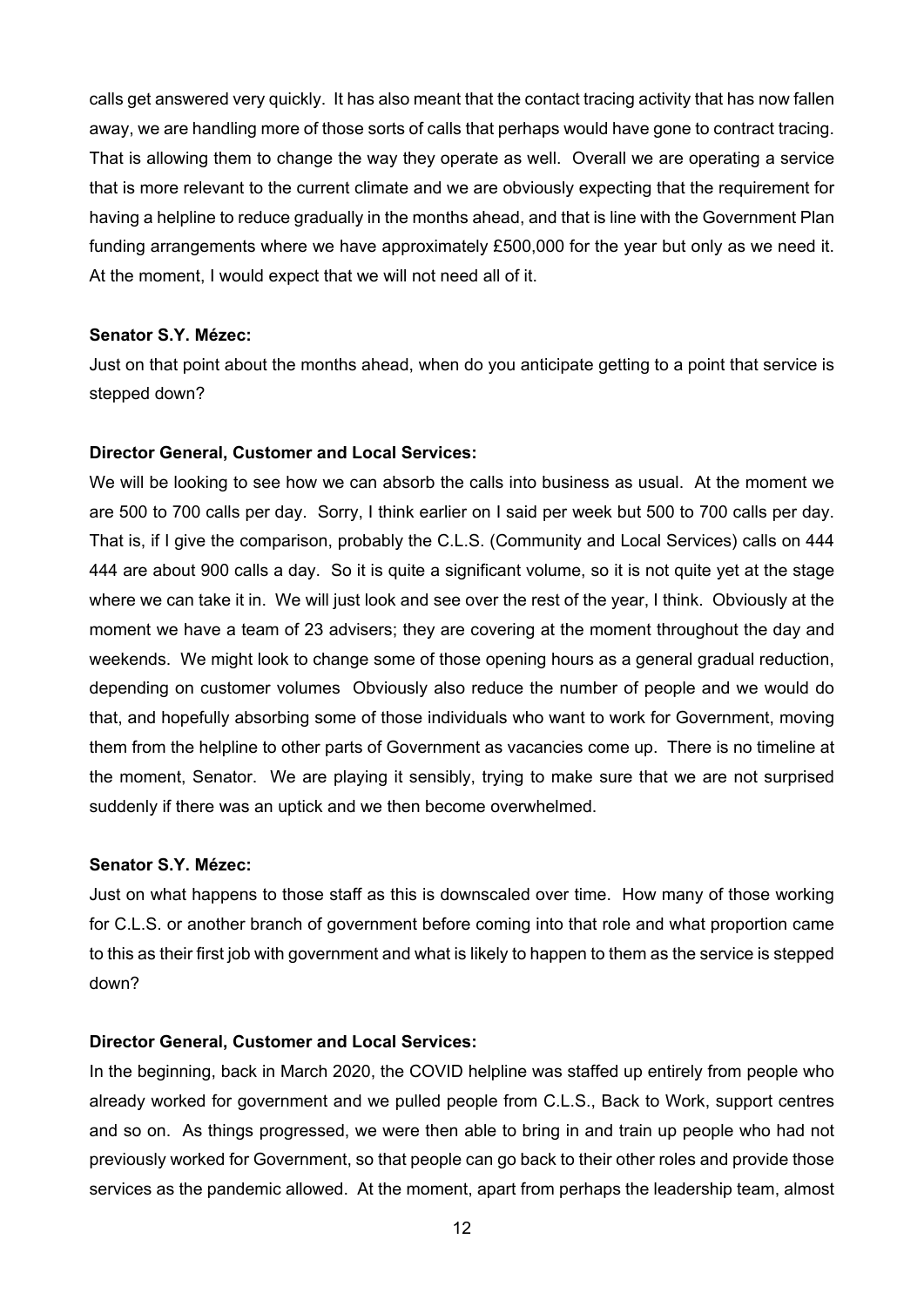calls get answered very quickly. It has also meant that the contact tracing activity that has now fallen away, we are handling more of those sorts of calls that perhaps would have gone to contract tracing. That is allowing them to change the way they operate as well. Overall we are operating a service that is more relevant to the current climate and we are obviously expecting that the requirement for having a helpline to reduce gradually in the months ahead, and that is line with the Government Plan funding arrangements where we have approximately £500,000 for the year but only as we need it. At the moment, I would expect that we will not need all of it.

**Senator S.Y. Mézec:**

Just on that point about the months ahead, when do you anticipate getting to a point that service is stepped down?

**Director General, Customer and Local Services:**

We will be looking to see how we can absorb the calls into business as usual. At the moment we are 500 to 700 calls per day. Sorry, I think earlier on I said per week but 500 to 700 calls per day. That is, if I give the comparison, probably the C.L.S. (Community and Local Services) calls on 444 444 are about 900 calls a day. So it is quite a significant volume, so it is not quite yet at the stage where we can take it in. We will just look and see over the rest of the year, I think. Obviously at the moment we have a team of 23 advisers; they are covering at the moment throughout the day and weekends. We might look to change some of those opening hours as a general gradual reduction, depending on customer volumes Obviously also reduce the number of people and we would do that, and hopefully absorbing some of those individuals who want to work for Government, moving them from the helpline to other parts of Government as vacancies come up. There is no timeline at the moment, Senator. We are playing it sensibly, trying to make sure that we are not surprised suddenly if there was an uptick and we then become overwhelmed.

**Senator S.Y. Mézec:**

Just on what happens to those staff as this is downscaled over time. How many of those working for C.L.S. or another branch of government before coming into that role and what proportion came to this as their first job with government and what is likely to happen to them as the service is stepped down?

**Director General, Customer and Local Services:**

In the beginning, back in March 2020, the COVID helpline was staffed up entirely from people who already worked for government and we pulled people from C.L.S., Back to Work, support centres and so on. As things progressed, we were then able to bring in and train up people who had not previously worked for Government, so that people can go back to their other roles and provide those services as the pandemic allowed. At the moment, apart from perhaps the leadership team, almost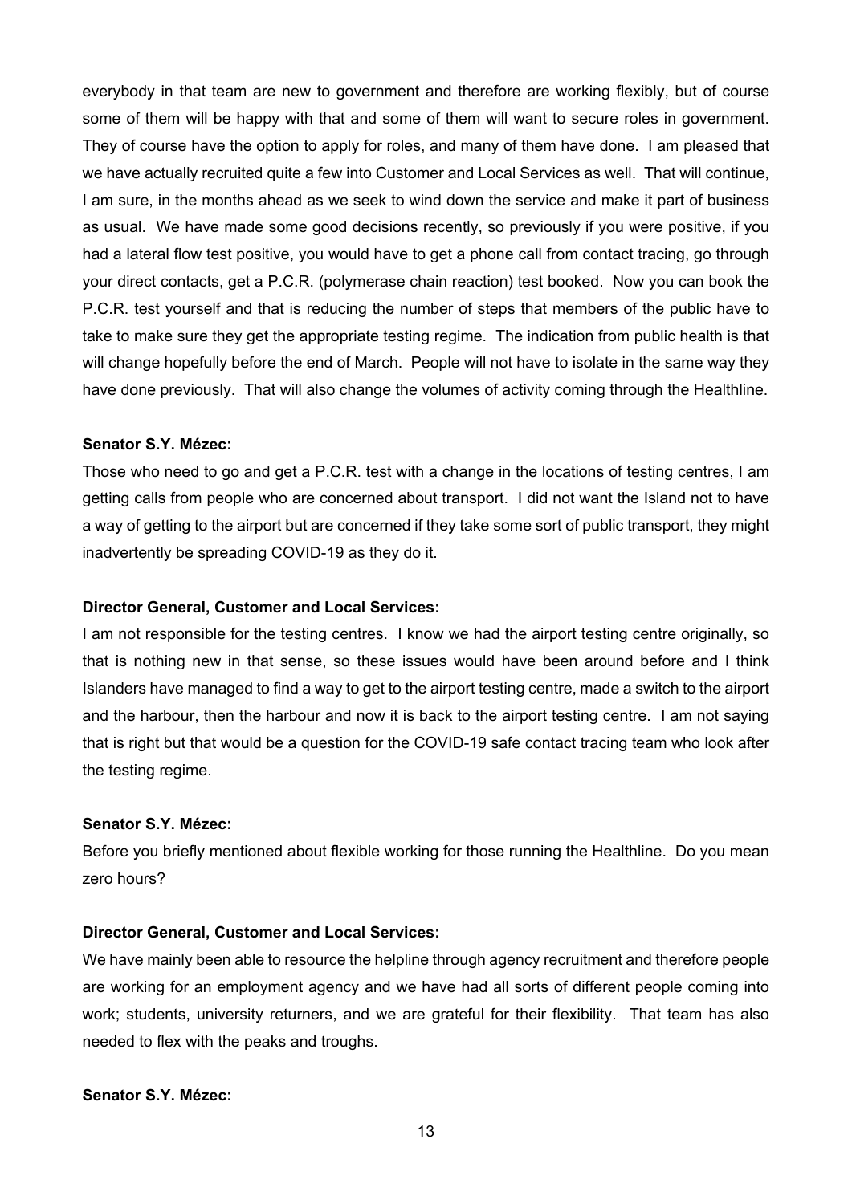everybody in that team are new to government and therefore are working flexibly, but of course some of them will be happy with that and some of them will want to secure roles in government. They of course have the option to apply for roles, and many of them have done. I am pleased that we have actually recruited quite a few into Customer and Local Services as well. That will continue, I am sure, in the months ahead as we seek to wind down the service and make it part of business as usual. We have made some good decisions recently, so previously if you were positive, if you had a lateral flow test positive, you would have to get a phone call from contact tracing, go through your direct contacts, get a P.C.R. (polymerase chain reaction) test booked. Now you can book the P.C.R. test yourself and that is reducing the number of steps that members of the public have to take to make sure they get the appropriate testing regime. The indication from public health is that will change hopefully before the end of March. People will not have to isolate in the same way they have done previously. That will also change the volumes of activity coming through the Healthline.

**Senator S.Y. Mézec:**

Those who need to go and get a P.C.R. test with a change in the locations of testing centres, I am getting calls from people who are concerned about transport. I did not want the Island not to have a way of getting to the airport but are concerned if they take some sort of public transport, they might inadvertently be spreading COVID-19 as they do it.

**Director General, Customer and Local Services:**

I am not responsible for the testing centres. I know we had the airport testing centre originally, so that is nothing new in that sense, so these issues would have been around before and I think Islanders have managed to find a way to get to the airport testing centre, made a switch to the airport and the harbour, then the harbour and now it is back to the airport testing centre. I am not saying that is right but that would be a question for the COVID-19 safe contact tracing team who look after the testing regime.

**Senator S.Y. Mézec:**

Before you briefly mentioned about flexible working for those running the Healthline. Do you mean zero hours?

**Director General, Customer and Local Services:**

We have mainly been able to resource the helpline through agency recruitment and therefore people are working for an employment agency and we have had all sorts of different people coming into work; students, university returners, and we are grateful for their flexibility. That team has also needed to flex with the peaks and troughs.

**Senator S.Y. Mézec:**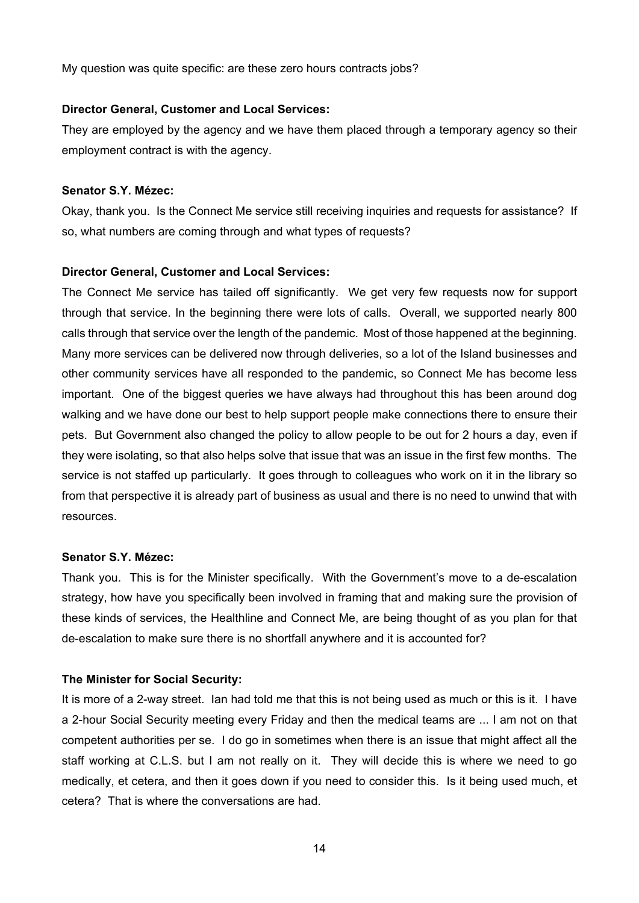My question was quite specific: are these zero hours contracts jobs?

**Director General, Customer and Local Services:**

They are employed by the agency and we have them placed through a temporary agency so their employment contract is with the agency.

**Senator S.Y. Mézec:**

Okay, thank you. Is the Connect Me service still receiving inquiries and requests for assistance? If so, what numbers are coming through and what types of requests?

**Director General, Customer and Local Services:**

The Connect Me service has tailed off significantly. We get very few requests now for support through that service. In the beginning there were lots of calls. Overall, we supported nearly 800 calls through that service over the length of the pandemic. Most of those happened at the beginning. Many more services can be delivered now through deliveries, so a lot of the Island businesses and other community services have all responded to the pandemic, so Connect Me has become less important. One of the biggest queries we have always had throughout this has been around dog walking and we have done our best to help support people make connections there to ensure their pets. But Government also changed the policy to allow people to be out for 2 hours a day, even if they were isolating, so that also helps solve that issue that was an issue in the first few months. The service is not staffed up particularly. It goes through to colleagues who work on it in the library so from that perspective it is already part of business as usual and there is no need to unwind that with resources.

**Senator S.Y. Mézec:**

Thank you. This is for the Minister specifically. With the Government's move to a de-escalation strategy, how have you specifically been involved in framing that and making sure the provision of these kinds of services, the Healthline and Connect Me, are being thought of as you plan for that de-escalation to make sure there is no shortfall anywhere and it is accounted for?

**The Minister for Social Security:**

It is more of a 2-way street. Ian had told me that this is not being used as much or this is it. I have a 2-hour Social Security meeting every Friday and then the medical teams are ... I am not on that competent authorities per se. I do go in sometimes when there is an issue that might affect all the staff working at C.L.S. but I am not really on it. They will decide this is where we need to go medically, et cetera, and then it goes down if you need to consider this. Is it being used much, et cetera? That is where the conversations are had.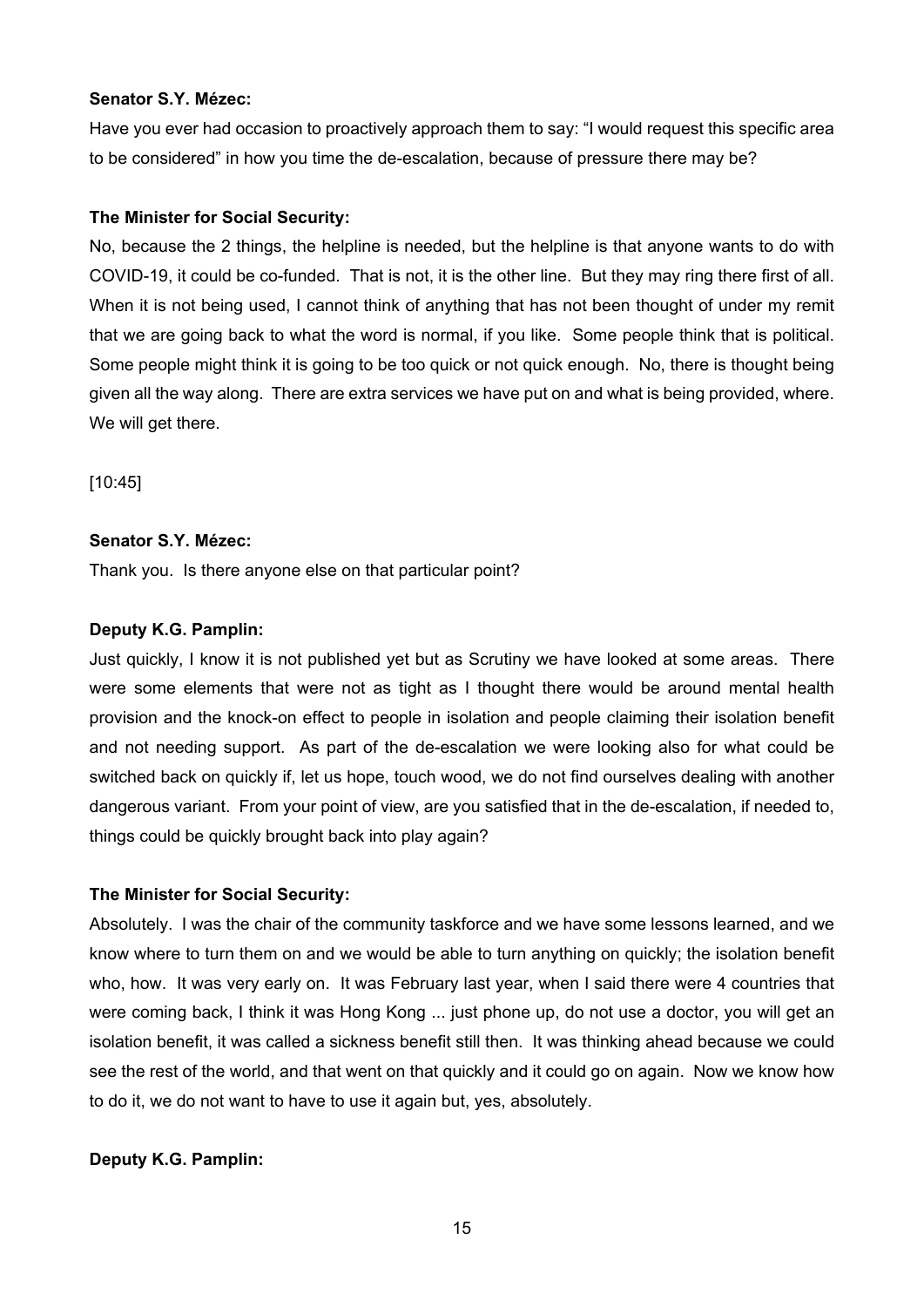**Senator S.Y. Mézec:**

Have you ever had occasion to proactively approach them to say: "I would request this specific area to be considered" in how you time the de-escalation, because of pressure there may be?

**The Minister for Social Security:**

No, because the 2 things, the helpline is needed, but the helpline is that anyone wants to do with COVID-19, it could be co-funded. That is not, it is the other line. But they may ring there first of all. When it is not being used, I cannot think of anything that has not been thought of under my remit that we are going back to what the word is normal, if you like. Some people think that is political. Some people might think it is going to be too quick or not quick enough. No, there is thought being given all the way along. There are extra services we have put on and what is being provided, where. We will get there.

[10:45]

**Senator S.Y. Mézec:**

Thank you. Is there anyone else on that particular point?

**Deputy K.G. Pamplin:**

Just quickly, I know it is not published yet but as Scrutiny we have looked at some areas. There were some elements that were not as tight as I thought there would be around mental health provision and the knock-on effect to people in isolation and people claiming their isolation benefit and not needing support. As part of the de-escalation we were looking also for what could be switched back on quickly if, let us hope, touch wood, we do not find ourselves dealing with another dangerous variant. From your point of view, are you satisfied that in the de-escalation, if needed to, things could be quickly brought back into play again?

**The Minister for Social Security:**

Absolutely. I was the chair of the community taskforce and we have some lessons learned, and we know where to turn them on and we would be able to turn anything on quickly; the isolation benefit who, how. It was very early on. It was February last year, when I said there were 4 countries that were coming back, I think it was Hong Kong ... just phone up, do not use a doctor, you will get an isolation benefit, it was called a sickness benefit still then. It was thinking ahead because we could see the rest of the world, and that went on that quickly and it could go on again. Now we know how to do it, we do not want to have to use it again but, yes, absolutely.

**Deputy K.G. Pamplin:**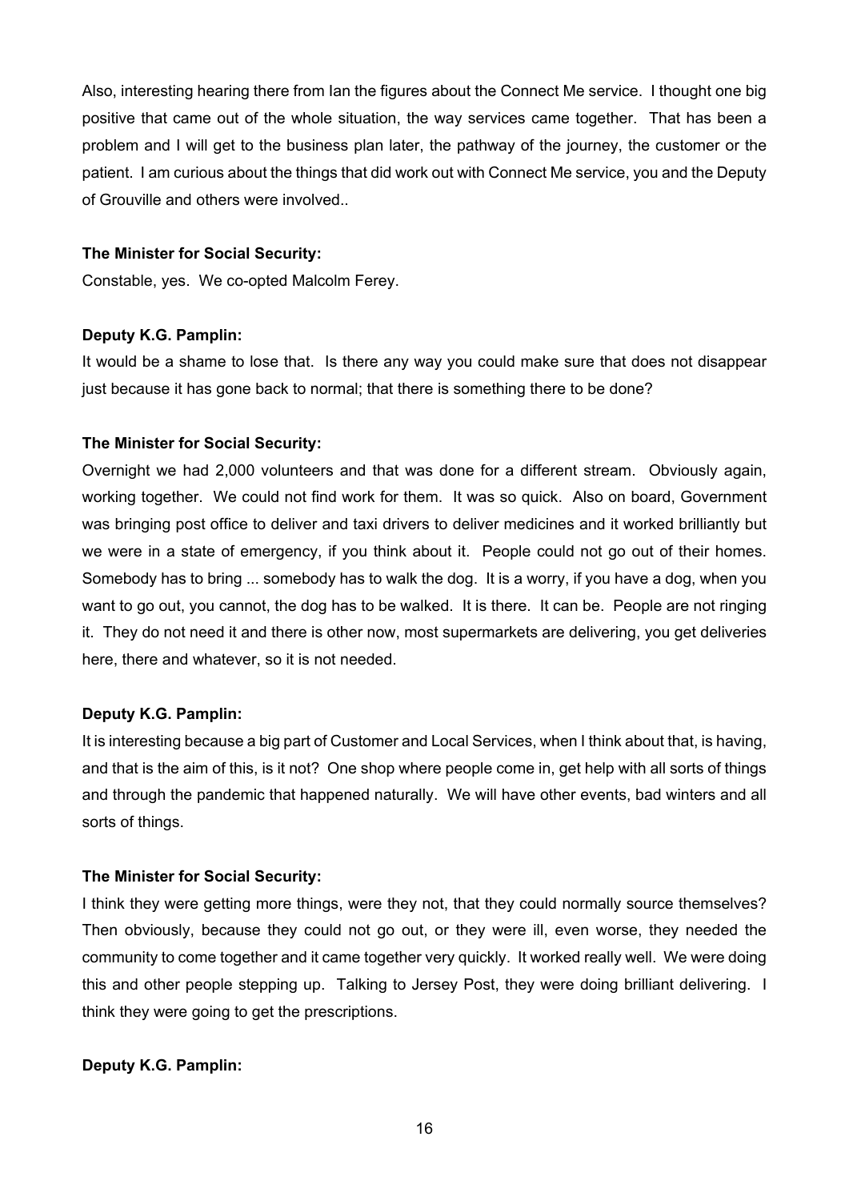Also, interesting hearing there from Ian the figures about the Connect Me service. I thought one big positive that came out of the whole situation, the way services came together. That has been a problem and I will get to the business plan later, the pathway of the journey, the customer or the patient. I am curious about the things that did work out with Connect Me service, you and the Deputy of Grouville and others were involved..

**The Minister for Social Security:**

Constable, yes. We co-opted Malcolm Ferey.

**Deputy K.G. Pamplin:**

It would be a shame to lose that. Is there any way you could make sure that does not disappear just because it has gone back to normal; that there is something there to be done?

**The Minister for Social Security:**

Overnight we had 2,000 volunteers and that was done for a different stream. Obviously again, working together. We could not find work for them. It was so quick. Also on board, Government was bringing post office to deliver and taxi drivers to deliver medicines and it worked brilliantly but we were in a state of emergency, if you think about it. People could not go out of their homes. Somebody has to bring ... somebody has to walk the dog. It is a worry, if you have a dog, when you want to go out, you cannot, the dog has to be walked. It is there. It can be. People are not ringing it. They do not need it and there is other now, most supermarkets are delivering, you get deliveries here, there and whatever, so it is not needed.

**Deputy K.G. Pamplin:**

It is interesting because a big part of Customer and Local Services, when I think about that, is having, and that is the aim of this, is it not? One shop where people come in, get help with all sorts of things and through the pandemic that happened naturally. We will have other events, bad winters and all sorts of things.

**The Minister for Social Security:**

I think they were getting more things, were they not, that they could normally source themselves? Then obviously, because they could not go out, or they were ill, even worse, they needed the community to come together and it came together very quickly. It worked really well. We were doing this and other people stepping up. Talking to Jersey Post, they were doing brilliant delivering. I think they were going to get the prescriptions.

**Deputy K.G. Pamplin:**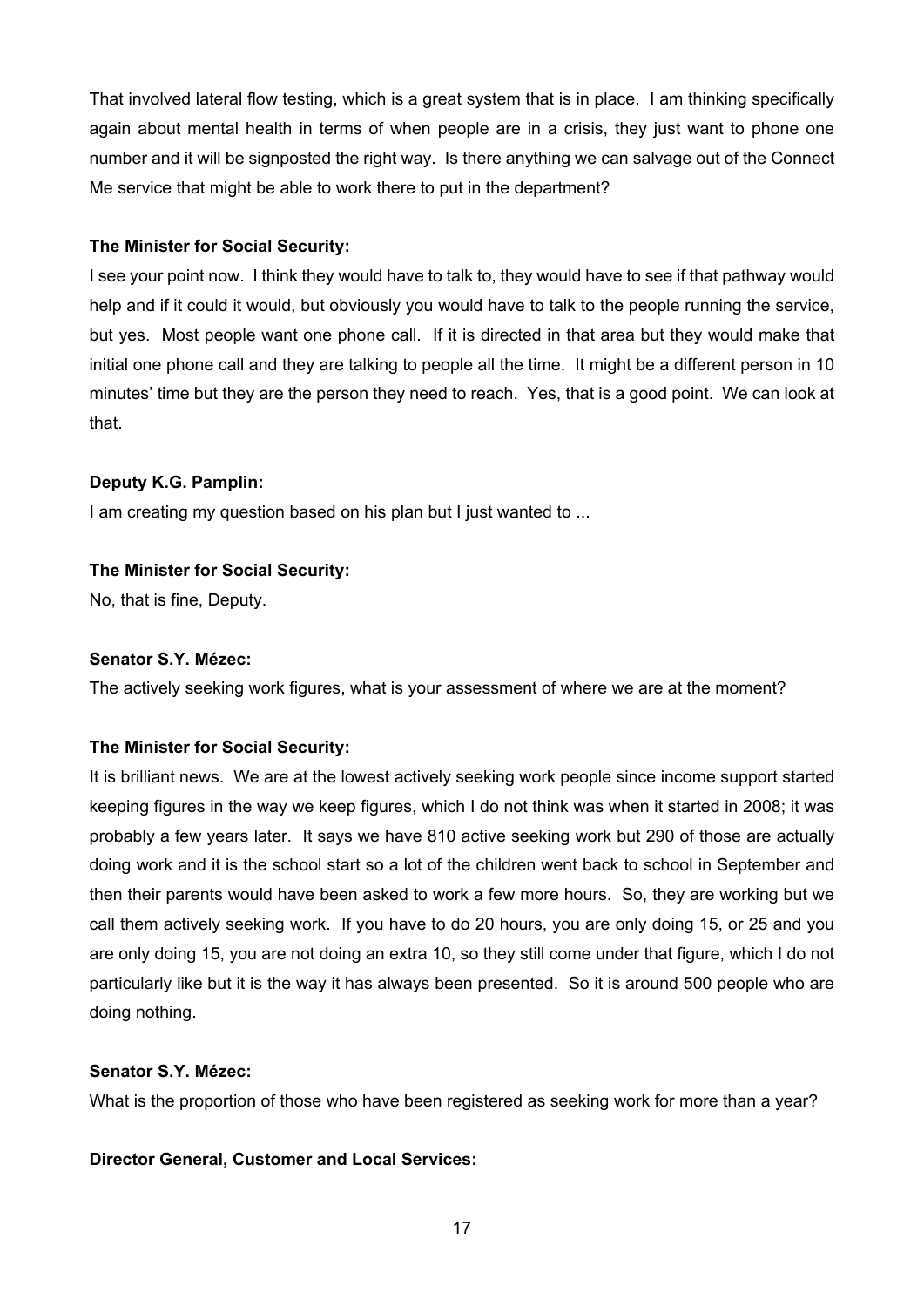That involved lateral flow testing, which is a great system that is in place. I am thinking specifically again about mental health in terms of when people are in a crisis, they just want to phone one number and it will be signposted the right way. Is there anything we can salvage out of the Connect Me service that might be able to work there to put in the department?

**The Minister for Social Security:**

I see your point now. I think they would have to talk to, they would have to see if that pathway would help and if it could it would, but obviously you would have to talk to the people running the service, but yes. Most people want one phone call. If it is directed in that area but they would make that initial one phone call and they are talking to people all the time. It might be a different person in 10 minutes' time but they are the person they need to reach. Yes, that is a good point. We can look at that.

**Deputy K.G. Pamplin:**

I am creating my question based on his plan but I just wanted to ...

**The Minister for Social Security:**

No, that is fine, Deputy.

**Senator S.Y. Mézec:**

The actively seeking work figures, what is your assessment of where we are at the moment?

**The Minister for Social Security:**

It is brilliant news. We are at the lowest actively seeking work people since income support started keeping figures in the way we keep figures, which I do not think was when it started in 2008; it was probably a few years later. It says we have 810 active seeking work but 290 of those are actually doing work and it is the school start so a lot of the children went back to school in September and then their parents would have been asked to work a few more hours. So, they are working but we call them actively seeking work. If you have to do 20 hours, you are only doing 15, or 25 and you are only doing 15, you are not doing an extra 10, so they still come under that figure, which I do not particularly like but it is the way it has always been presented. So it is around 500 people who are doing nothing.

**Senator S.Y. Mézec:**

What is the proportion of those who have been registered as seeking work for more than a year?

**Director General, Customer and Local Services:**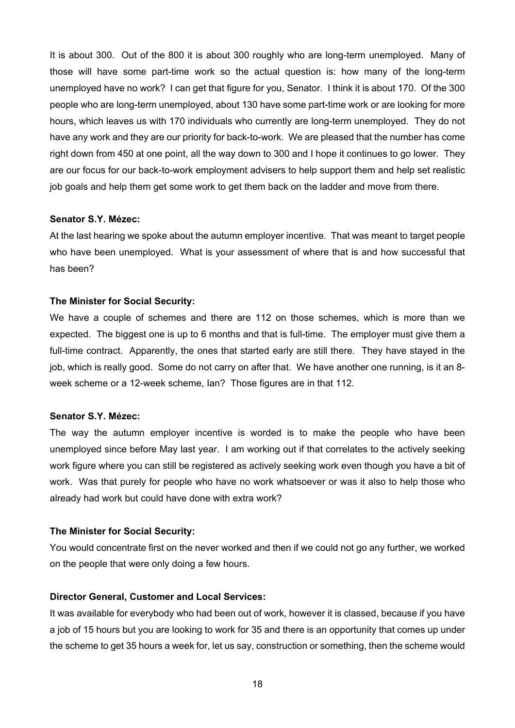It is about 300. Out of the 800 it is about 300 roughly who are long-term unemployed. Many of those will have some part-time work so the actual question is: how many of the long-term unemployed have no work? I can get that figure for you, Senator. I think it is about 170. Of the 300 people who are long-term unemployed, about 130 have some part-time work or are looking for more hours, which leaves us with 170 individuals who currently are long-term unemployed. They do not have any work and they are our priority for back-to-work. We are pleased that the number has come right down from 450 at one point, all the way down to 300 and I hope it continues to go lower. They are our focus for our back-to-work employment advisers to help support them and help set realistic job goals and help them get some work to get them back on the ladder and move from there.

**Senator S.Y. Mézec:**

At the last hearing we spoke about the autumn employer incentive. That was meant to target people who have been unemployed. What is your assessment of where that is and how successful that has been?

**The Minister for Social Security:**

We have a couple of schemes and there are 112 on those schemes, which is more than we expected. The biggest one is up to 6 months and that is full-time. The employer must give them a full-time contract. Apparently, the ones that started early are still there. They have stayed in the job, which is really good. Some do not carry on after that. We have another one running, is it an 8-week scheme or a 12-week scheme, Ian? Those figures are in that 112.

**Senator S.Y. Mézec:**

The way the autumn employer incentive is worded is to make the people who have been unemployed since before May last year. I am working out if that correlates to the actively seeking work figure where you can still be registered as actively seeking work even though you have a bit of work. Was that purely for people who have no work whatsoever or was it also to help those who already had work but could have done with extra work?

**The Minister for Social Security:**

You would concentrate first on the never worked and then if we could not go any further, we worked on the people that were only doing a few hours.

**Director General, Customer and Local Services:**

It was available for everybody who had been out of work, however it is classed, because if you have a job of 15 hours but you are looking to work for 35 and there is an opportunity that comes up under the scheme to get 35 hours a week for, let us say, construction or something, then the scheme would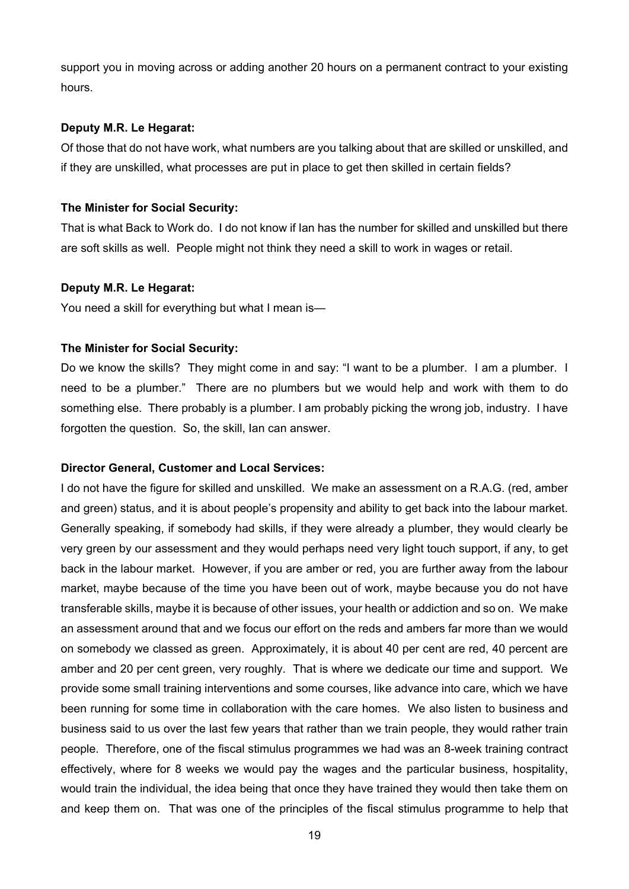support you in moving across or adding another 20 hours on a permanent contract to your existing hours.

**Deputy M.R. Le Hegarat:**

Of those that do not have work, what numbers are you talking about that are skilled or unskilled, and if they are unskilled, what processes are put in place to get then skilled in certain fields?

**The Minister for Social Security:**

That is what Back to Work do. I do not know if Ian has the number for skilled and unskilled but there are soft skills as well. People might not think they need a skill to work in wages or retail.

**Deputy M.R. Le Hegarat:**

You need a skill for everything but what I mean is—

**The Minister for Social Security:**

Do we know the skills? They might come in and say: "I want to be a plumber. I am a plumber. I need to be a plumber." There are no plumbers but we would help and work with them to do something else. There probably is a plumber. I am probably picking the wrong job, industry. I have forgotten the question. So, the skill, Ian can answer.

**Director General, Customer and Local Services:**

I do not have the figure for skilled and unskilled. We make an assessment on a R.A.G. (red, amber and green) status, and it is about people's propensity and ability to get back into the labour market. Generally speaking, if somebody had skills, if they were already a plumber, they would clearly be very green by our assessment and they would perhaps need very light touch support, if any, to get back in the labour market. However, if you are amber or red, you are further away from the labour market, maybe because of the time you have been out of work, maybe because you do not have transferable skills, maybe it is because of other issues, your health or addiction and so on. We make an assessment around that and we focus our effort on the reds and ambers far more than we would on somebody we classed as green. Approximately, it is about 40 per cent are red, 40 percent are amber and 20 per cent green, very roughly. That is where we dedicate our time and support. We provide some small training interventions and some courses, like advance into care, which we have been running for some time in collaboration with the care homes. We also listen to business and business said to us over the last few years that rather than we train people, they would rather train people. Therefore, one of the fiscal stimulus programmes we had was an 8-week training contract effectively, where for 8 weeks we would pay the wages and the particular business, hospitality, would train the individual, the idea being that once they have trained they would then take them on and keep them on. That was one of the principles of the fiscal stimulus programme to help that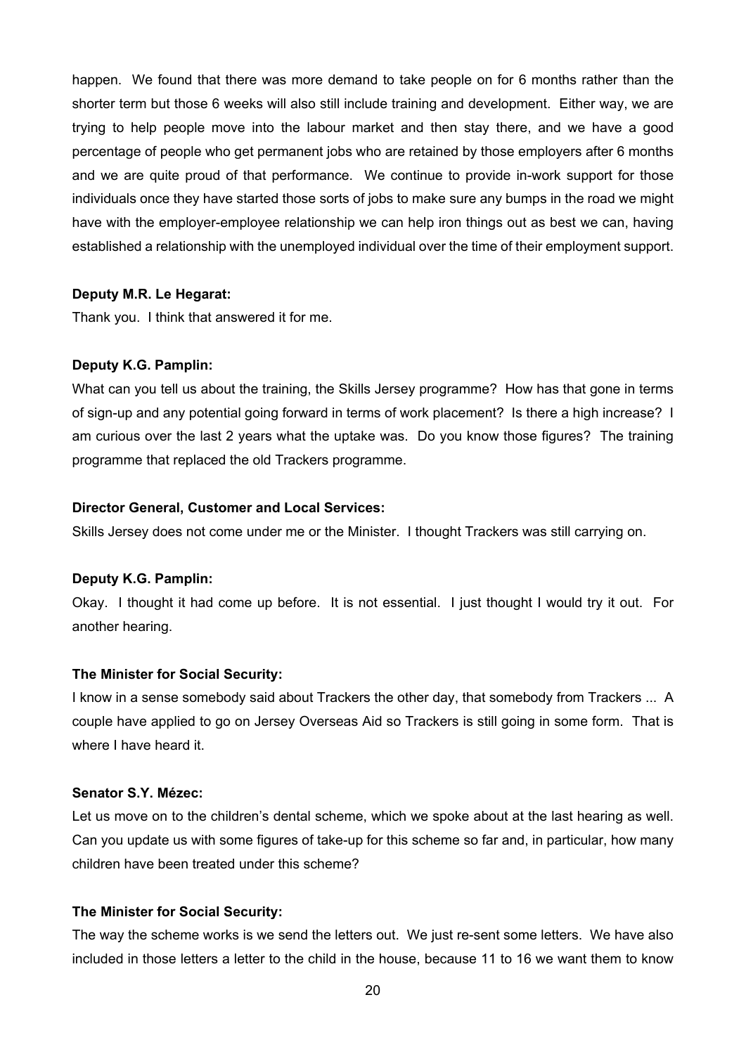happen. We found that there was more demand to take people on for 6 months rather than the shorter term but those 6 weeks will also still include training and development. Either way, we are trying to help people move into the labour market and then stay there, and we have a good percentage of people who get permanent jobs who are retained by those employers after 6 months and we are quite proud of that performance. We continue to provide in-work support for those individuals once they have started those sorts of jobs to make sure any bumps in the road we might have with the employer-employee relationship we can help iron things out as best we can, having established a relationship with the unemployed individual over the time of their employment support.

**Deputy M.R. Le Hegarat:**

Thank you. I think that answered it for me.

**Deputy K.G. Pamplin:**

What can you tell us about the training, the Skills Jersey programme? How has that gone in terms of sign-up and any potential going forward in terms of work placement? Is there a high increase? I am curious over the last 2 years what the uptake was. Do you know those figures? The training programme that replaced the old Trackers programme.

**Director General, Customer and Local Services:**

Skills Jersey does not come under me or the Minister. I thought Trackers was still carrying on.

**Deputy K.G. Pamplin:**

Okay. I thought it had come up before. It is not essential. I just thought I would try it out. For another hearing.

**The Minister for Social Security:**

I know in a sense somebody said about Trackers the other day, that somebody from Trackers ... A couple have applied to go on Jersey Overseas Aid so Trackers is still going in some form. That is where I have heard it.

**Senator S.Y. Mézec:**

Let us move on to the children's dental scheme, which we spoke about at the last hearing as well. Can you update us with some figures of take-up for this scheme so far and, in particular, how many children have been treated under this scheme?

**The Minister for Social Security:**

The way the scheme works is we send the letters out. We just re-sent some letters. We have also included in those letters a letter to the child in the house, because 11 to 16 we want them to know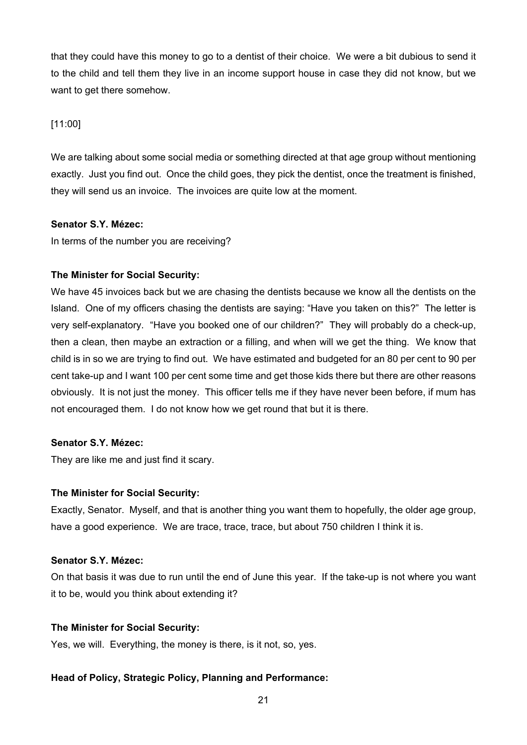that they could have this money to go to a dentist of their choice. We were a bit dubious to send it to the child and tell them they live in an income support house in case they did not know, but we want to get there somehow.

[11:00]

We are talking about some social media or something directed at that age group without mentioning exactly. Just you find out. Once the child goes, they pick the dentist, once the treatment is finished, they will send us an invoice. The invoices are quite low at the moment.

**Senator S.Y. Mézec:**

In terms of the number you are receiving?

**The Minister for Social Security:**

We have 45 invoices back but we are chasing the dentists because we know all the dentists on the Island. One of my officers chasing the dentists are saying: "Have you taken on this?" The letter is very self-explanatory. "Have you booked one of our children?" They will probably do a check-up, then a clean, then maybe an extraction or a filling, and when will we get the thing. We know that child is in so we are trying to find out. We have estimated and budgeted for an 80 per cent to 90 per cent take-up and I want 100 per cent some time and get those kids there but there are other reasons obviously. It is not just the money. This officer tells me if they have never been before, if mum has not encouraged them. I do not know how we get round that but it is there.

**Senator S.Y. Mézec:**

They are like me and just find it scary.

**The Minister for Social Security:**

Exactly, Senator. Myself, and that is another thing you want them to hopefully, the older age group, have a good experience. We are trace, trace, trace, but about 750 children I think it is.

**Senator S.Y. Mézec:**

On that basis it was due to run until the end of June this year. If the take-up is not where you want it to be, would you think about extending it?

**The Minister for Social Security:**

Yes, we will. Everything, the money is there, is it not, so, yes.

**Head of Policy, Strategic Policy, Planning and Performance:**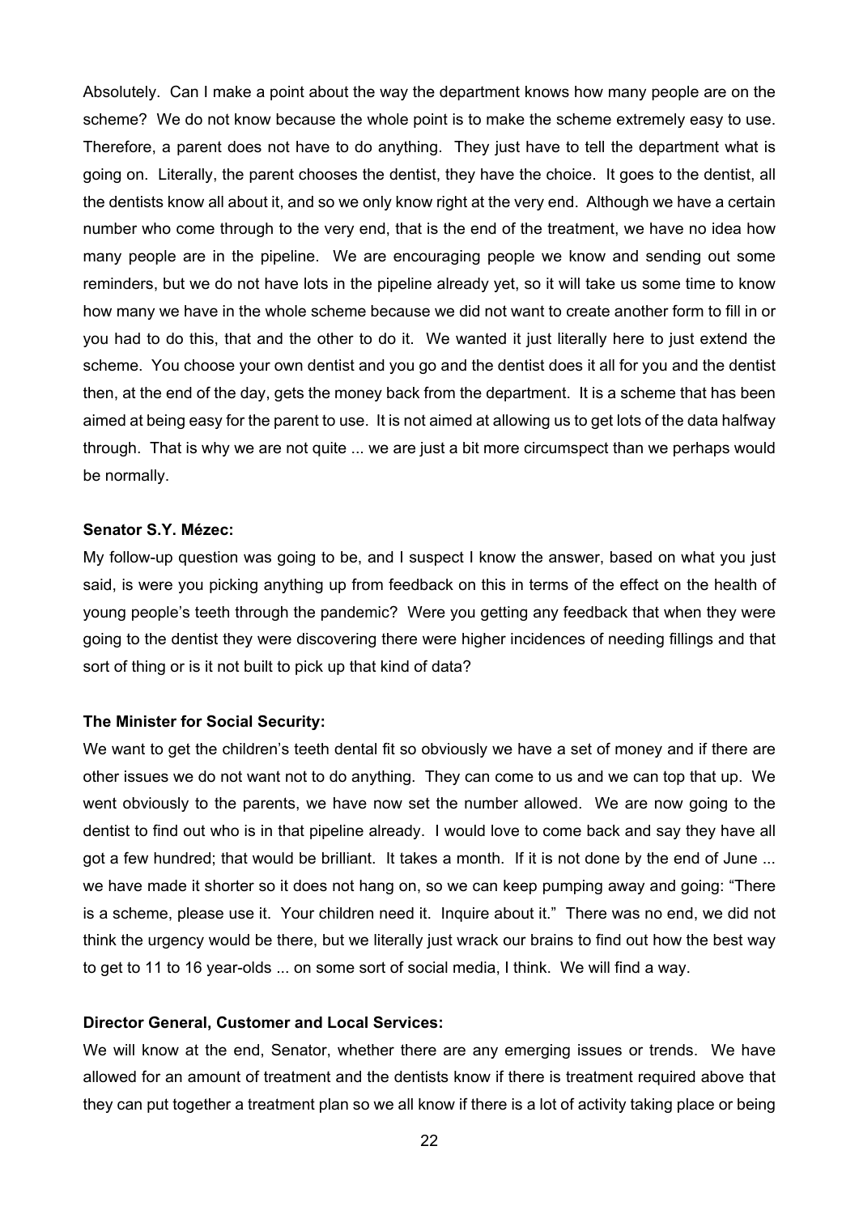Absolutely. Can I make a point about the way the department knows how many people are on the scheme? We do not know because the whole point is to make the scheme extremely easy to use. Therefore, a parent does not have to do anything. They just have to tell the department what is going on. Literally, the parent chooses the dentist, they have the choice. It goes to the dentist, all the dentists know all about it, and so we only know right at the very end. Although we have a certain number who come through to the very end, that is the end of the treatment, we have no idea how many people are in the pipeline. We are encouraging people we know and sending out some reminders, but we do not have lots in the pipeline already yet, so it will take us some time to know how many we have in the whole scheme because we did not want to create another form to fill in or you had to do this, that and the other to do it. We wanted it just literally here to just extend the scheme. You choose your own dentist and you go and the dentist does it all for you and the dentist then, at the end of the day, gets the money back from the department. It is a scheme that has been aimed at being easy for the parent to use. It is not aimed at allowing us to get lots of the data halfway through. That is why we are not quite ... we are just a bit more circumspect than we perhaps would be normally.

**Senator S.Y. Mézec:**

My follow-up question was going to be, and I suspect I know the answer, based on what you just said, is were you picking anything up from feedback on this in terms of the effect on the health of young people's teeth through the pandemic? Were you getting any feedback that when they were going to the dentist they were discovering there were higher incidences of needing fillings and that sort of thing or is it not built to pick up that kind of data?

**The Minister for Social Security:**

We want to get the children's teeth dental fit so obviously we have a set of money and if there are other issues we do not want not to do anything. They can come to us and we can top that up. We went obviously to the parents, we have now set the number allowed. We are now going to the dentist to find out who is in that pipeline already. I would love to come back and say they have all got a few hundred; that would be brilliant. It takes a month. If it is not done by the end of June ... we have made it shorter so it does not hang on, so we can keep pumping away and going: "There is a scheme, please use it. Your children need it. Inquire about it." There was no end, we did not think the urgency would be there, but we literally just wrack our brains to find out how the best way to get to 11 to 16 year-olds ... on some sort of social media, I think. We will find a way.

**Director General, Customer and Local Services:**

We will know at the end, Senator, whether there are any emerging issues or trends. We have allowed for an amount of treatment and the dentists know if there is treatment required above that they can put together a treatment plan so we all know if there is a lot of activity taking place or being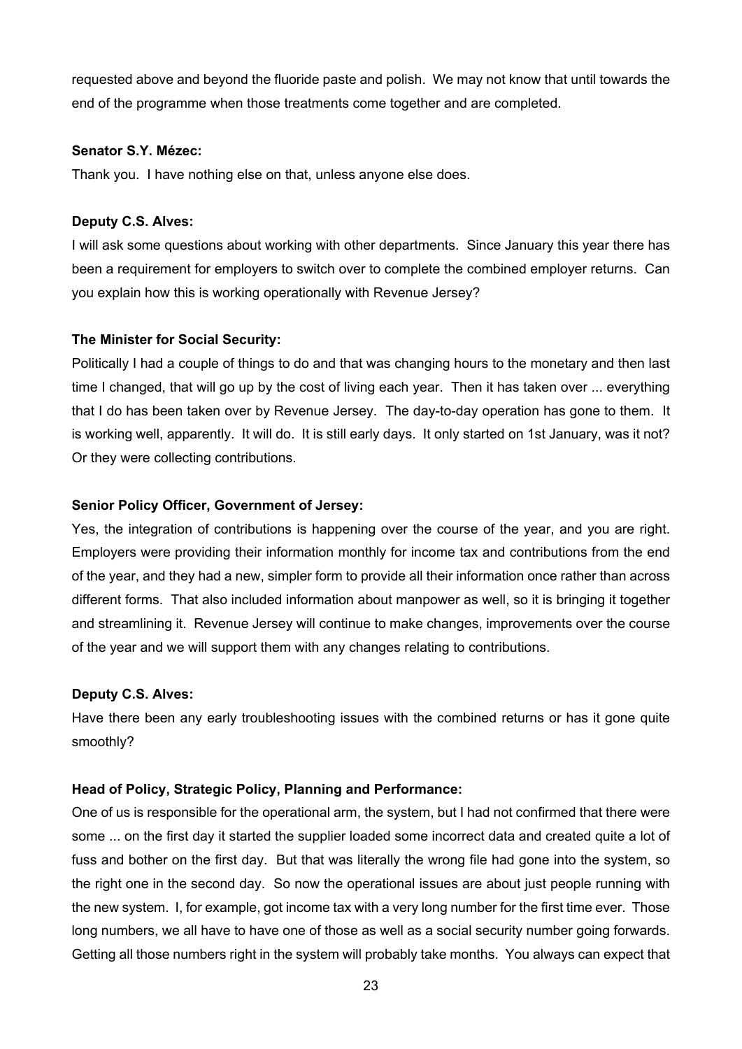requested above and beyond the fluoride paste and polish. We may not know that until towards the end of the programme when those treatments come together and are completed.

**Senator S.Y. Mézec:**

Thank you. I have nothing else on that, unless anyone else does.

**Deputy C.S. Alves:**

I will ask some questions about working with other departments. Since January this year there has been a requirement for employers to switch over to complete the combined employer returns. Can you explain how this is working operationally with Revenue Jersey?

**The Minister for Social Security:**

Politically I had a couple of things to do and that was changing hours to the monetary and then last time I changed, that will go up by the cost of living each year. Then it has taken over ... everything that I do has been taken over by Revenue Jersey. The day-to-day operation has gone to them. It is working well, apparently. It will do. It is still early days. It only started on 1st January, was it not? Or they were collecting contributions.

**Senior Policy Officer, Government of Jersey:**

Yes, the integration of contributions is happening over the course of the year, and you are right. Employers were providing their information monthly for income tax and contributions from the end of the year, and they had a new, simpler form to provide all their information once rather than across different forms. That also included information about manpower as well, so it is bringing it together and streamlining it. Revenue Jersey will continue to make changes, improvements over the course of the year and we will support them with any changes relating to contributions.

**Deputy C.S. Alves:**

Have there been any early troubleshooting issues with the combined returns or has it gone quite smoothly?

**Head of Policy, Strategic Policy, Planning and Performance:**

One of us is responsible for the operational arm, the system, but I had not confirmed that there were some ... on the first day it started the supplier loaded some incorrect data and created quite a lot of fuss and bother on the first day. But that was literally the wrong file had gone into the system, so the right one in the second day. So now the operational issues are about just people running with the new system. I, for example, got income tax with a very long number for the first time ever. Those long numbers, we all have to have one of those as well as a social security number going forwards. Getting all those numbers right in the system will probably take months. You always can expect that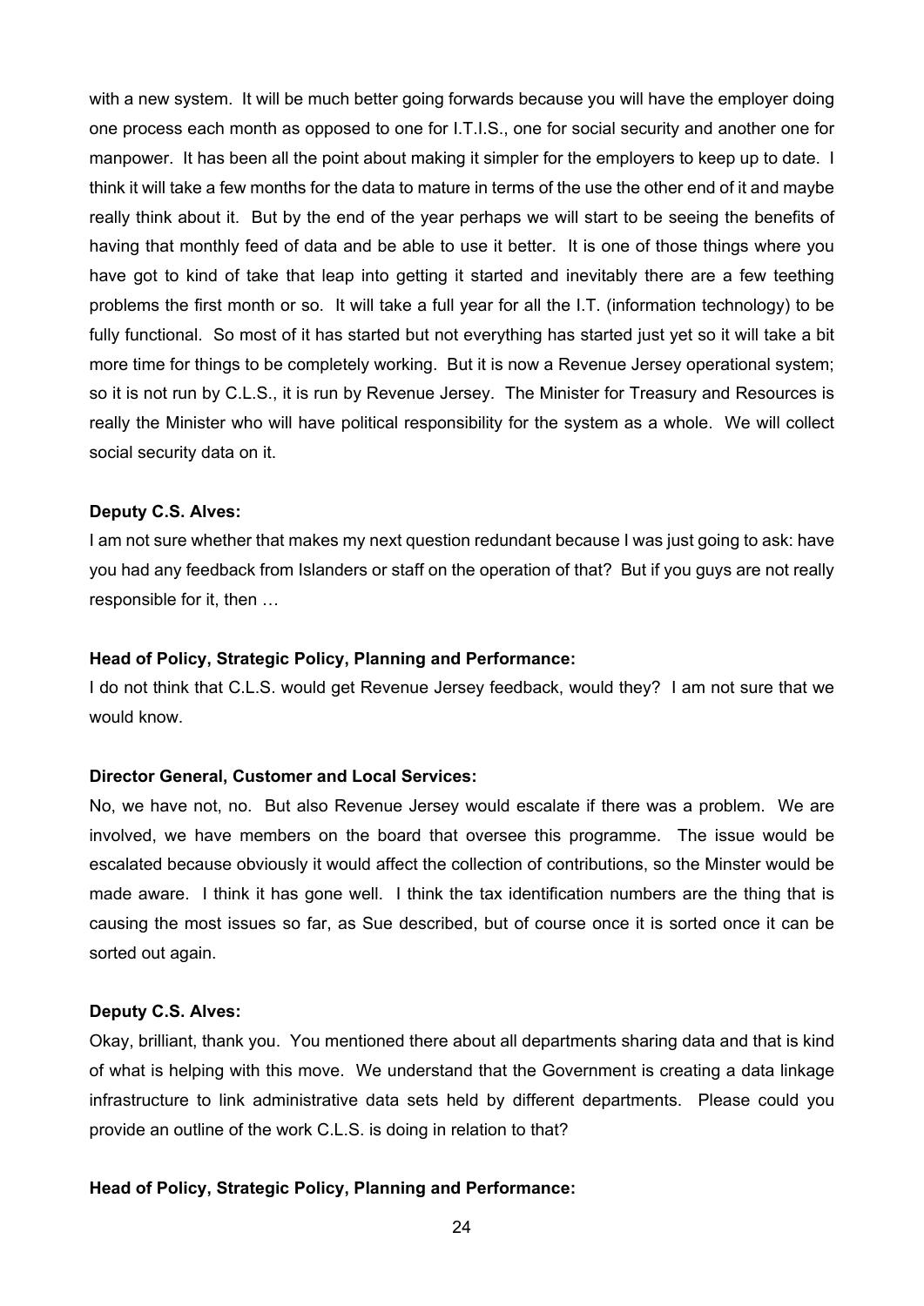with a new system. It will be much better going forwards because you will have the employer doing one process each month as opposed to one for I.T.I.S., one for social security and another one for manpower. It has been all the point about making it simpler for the employers to keep up to date. I think it will take a few months for the data to mature in terms of the use the other end of it and maybe really think about it. But by the end of the year perhaps we will start to be seeing the benefits of having that monthly feed of data and be able to use it better. It is one of those things where you have got to kind of take that leap into getting it started and inevitably there are a few teething problems the first month or so. It will take a full year for all the I.T. (information technology) to be fully functional. So most of it has started but not everything has started just yet so it will take a bit more time for things to be completely working. But it is now a Revenue Jersey operational system; so it is not run by C.L.S., it is run by Revenue Jersey. The Minister for Treasury and Resources is really the Minister who will have political responsibility for the system as a whole. We will collect social security data on it.

**Deputy C.S. Alves:**

I am not sure whether that makes my next question redundant because I was just going to ask: have you had any feedback from Islanders or staff on the operation of that? But if you guys are not really responsible for it, then …

**Head of Policy, Strategic Policy, Planning and Performance:**

I do not think that C.L.S. would get Revenue Jersey feedback, would they? I am not sure that we would know.

**Director General, Customer and Local Services:**

No, we have not, no. But also Revenue Jersey would escalate if there was a problem. We are involved, we have members on the board that oversee this programme. The issue would be escalated because obviously it would affect the collection of contributions, so the Minster would be made aware. I think it has gone well. I think the tax identification numbers are the thing that is causing the most issues so far, as Sue described, but of course once it is sorted once it can be sorted out again.

**Deputy C.S. Alves:**

Okay, brilliant, thank you. You mentioned there about all departments sharing data and that is kind of what is helping with this move. We understand that the Government is creating a data linkage infrastructure to link administrative data sets held by different departments. Please could you provide an outline of the work C.L.S. is doing in relation to that?

**Head of Policy, Strategic Policy, Planning and Performance:**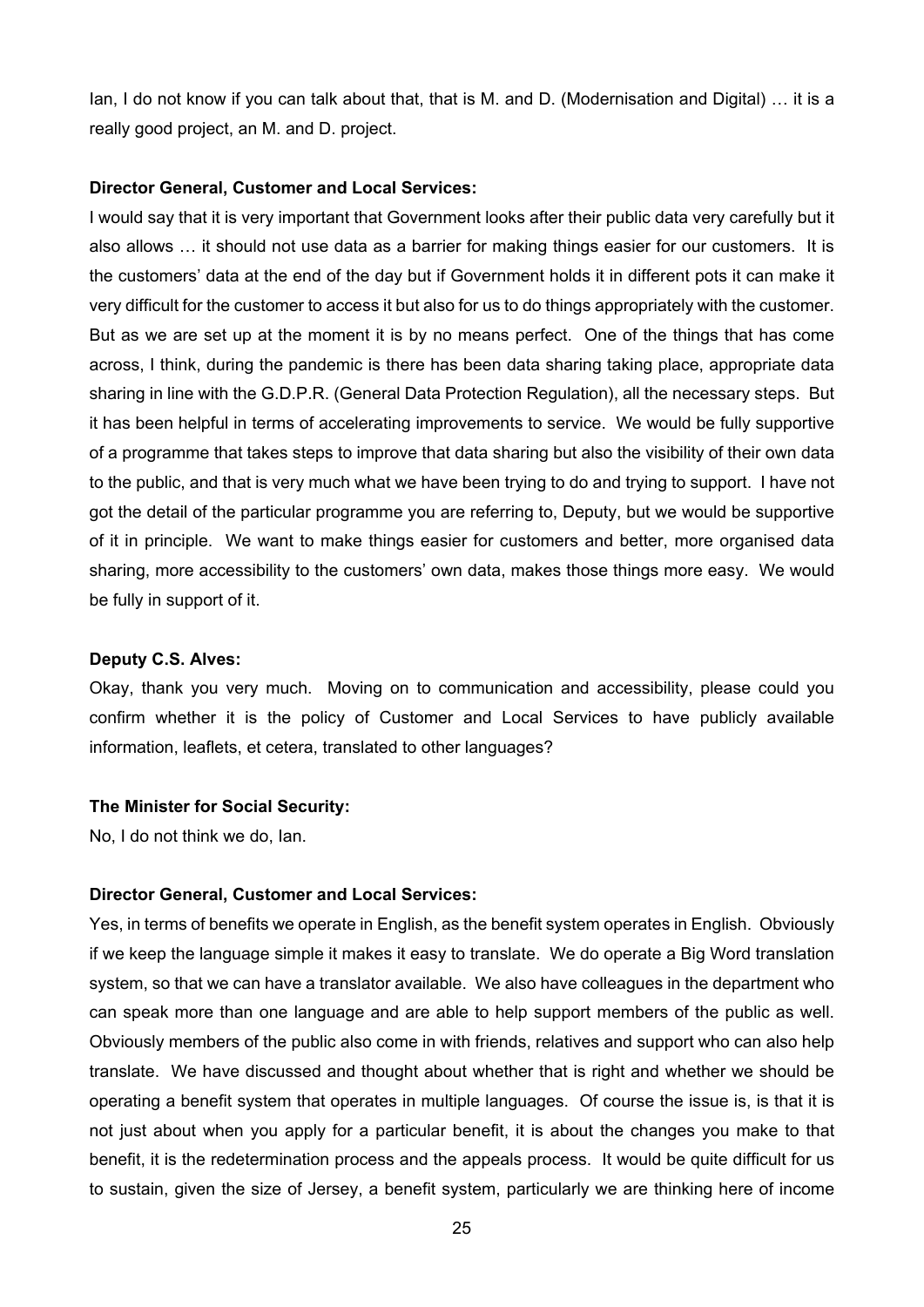Ian, I do not know if you can talk about that, that is M. and D. (Modernisation and Digital) … it is a really good project, an M. and D. project.

**Director General, Customer and Local Services:**

I would say that it is very important that Government looks after their public data very carefully but it also allows … it should not use data as a barrier for making things easier for our customers. It is the customers' data at the end of the day but if Government holds it in different pots it can make it very difficult for the customer to access it but also for us to do things appropriately with the customer. But as we are set up at the moment it is by no means perfect. One of the things that has come across, I think, during the pandemic is there has been data sharing taking place, appropriate data sharing in line with the G.D.P.R. (General Data Protection Regulation), all the necessary steps. But it has been helpful in terms of accelerating improvements to service. We would be fully supportive of a programme that takes steps to improve that data sharing but also the visibility of their own data to the public, and that is very much what we have been trying to do and trying to support. I have not got the detail of the particular programme you are referring to, Deputy, but we would be supportive of it in principle. We want to make things easier for customers and better, more organised data sharing, more accessibility to the customers' own data, makes those things more easy. We would be fully in support of it.

**Deputy C.S. Alves:**

Okay, thank you very much. Moving on to communication and accessibility, please could you confirm whether it is the policy of Customer and Local Services to have publicly available information, leaflets, et cetera, translated to other languages?

**The Minister for Social Security:**

No, I do not think we do, Ian.

**Director General, Customer and Local Services:**

Yes, in terms of benefits we operate in English, as the benefit system operates in English. Obviously if we keep the language simple it makes it easy to translate. We do operate a Big Word translation system, so that we can have a translator available. We also have colleagues in the department who can speak more than one language and are able to help support members of the public as well. Obviously members of the public also come in with friends, relatives and support who can also help translate. We have discussed and thought about whether that is right and whether we should be operating a benefit system that operates in multiple languages. Of course the issue is, is that it is not just about when you apply for a particular benefit, it is about the changes you make to that benefit, it is the redetermination process and the appeals process. It would be quite difficult for us to sustain, given the size of Jersey, a benefit system, particularly we are thinking here of income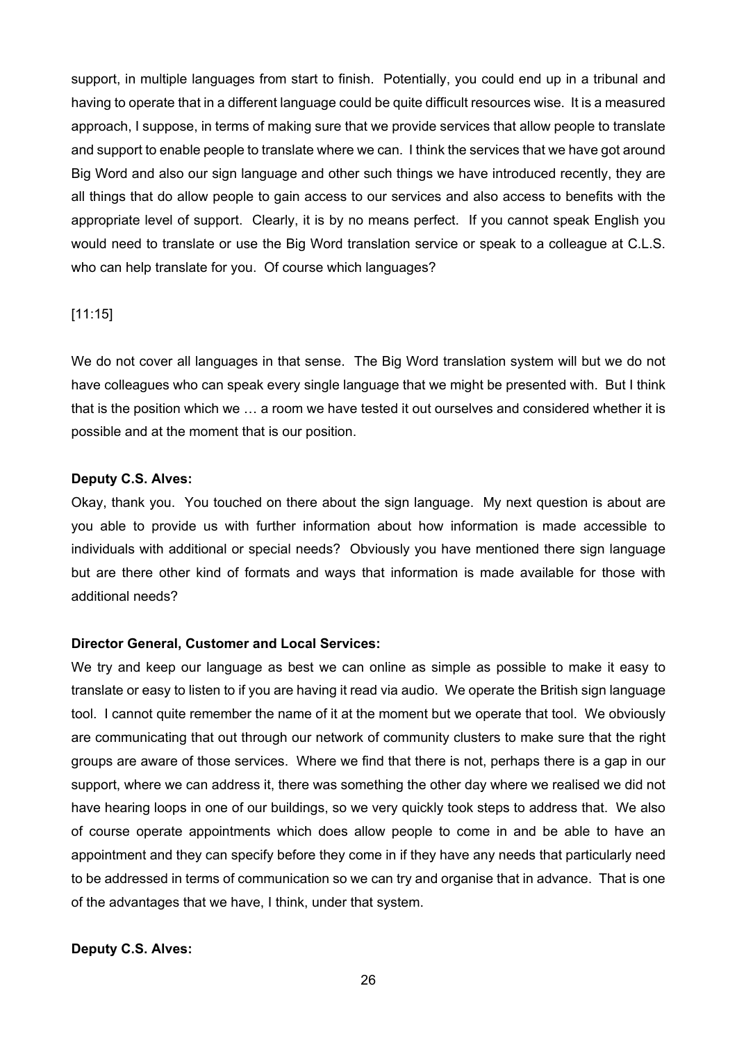support, in multiple languages from start to finish. Potentially, you could end up in a tribunal and having to operate that in a different language could be quite difficult resources wise. It is a measured approach, I suppose, in terms of making sure that we provide services that allow people to translate and support to enable people to translate where we can. I think the services that we have got around Big Word and also our sign language and other such things we have introduced recently, they are all things that do allow people to gain access to our services and also access to benefits with the appropriate level of support. Clearly, it is by no means perfect. If you cannot speak English you would need to translate or use the Big Word translation service or speak to a colleague at C.L.S. who can help translate for you. Of course which languages?

[11:15]

We do not cover all languages in that sense. The Big Word translation system will but we do not have colleagues who can speak every single language that we might be presented with. But I think that is the position which we … a room we have tested it out ourselves and considered whether it is possible and at the moment that is our position.

**Deputy C.S. Alves:**

Okay, thank you. You touched on there about the sign language. My next question is about are you able to provide us with further information about how information is made accessible to individuals with additional or special needs? Obviously you have mentioned there sign language but are there other kind of formats and ways that information is made available for those with additional needs?

**Director General, Customer and Local Services:**

We try and keep our language as best we can online as simple as possible to make it easy to translate or easy to listen to if you are having it read via audio. We operate the British sign language tool. I cannot quite remember the name of it at the moment but we operate that tool. We obviously are communicating that out through our network of community clusters to make sure that the right groups are aware of those services. Where we find that there is not, perhaps there is a gap in our support, where we can address it, there was something the other day where we realised we did not have hearing loops in one of our buildings, so we very quickly took steps to address that. We also of course operate appointments which does allow people to come in and be able to have an appointment and they can specify before they come in if they have any needs that particularly need to be addressed in terms of communication so we can try and organise that in advance. That is one of the advantages that we have, I think, under that system.

**Deputy C.S. Alves:**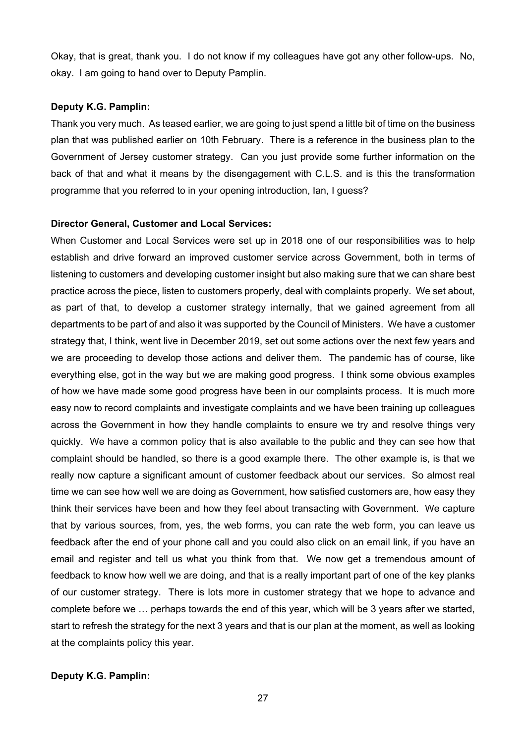Okay, that is great, thank you. I do not know if my colleagues have got any other follow-ups. No, okay. I am going to hand over to Deputy Pamplin.

**Deputy K.G. Pamplin:**

Thank you very much. As teased earlier, we are going to just spend a little bit of time on the business plan that was published earlier on 10th February. There is a reference in the business plan to the Government of Jersey customer strategy. Can you just provide some further information on the back of that and what it means by the disengagement with C.L.S. and is this the transformation programme that you referred to in your opening introduction, Ian, I guess?

**Director General, Customer and Local Services:**

When Customer and Local Services were set up in 2018 one of our responsibilities was to help establish and drive forward an improved customer service across Government, both in terms of listening to customers and developing customer insight but also making sure that we can share best practice across the piece, listen to customers properly, deal with complaints properly. We set about, as part of that, to develop a customer strategy internally, that we gained agreement from all departments to be part of and also it was supported by the Council of Ministers. We have a customer strategy that, I think, went live in December 2019, set out some actions over the next few years and we are proceeding to develop those actions and deliver them. The pandemic has of course, like everything else, got in the way but we are making good progress. I think some obvious examples of how we have made some good progress have been in our complaints process. It is much more easy now to record complaints and investigate complaints and we have been training up colleagues across the Government in how they handle complaints to ensure we try and resolve things very quickly. We have a common policy that is also available to the public and they can see how that complaint should be handled, so there is a good example there. The other example is, is that we really now capture a significant amount of customer feedback about our services. So almost real time we can see how well we are doing as Government, how satisfied customers are, how easy they think their services have been and how they feel about transacting with Government. We capture that by various sources, from, yes, the web forms, you can rate the web form, you can leave us feedback after the end of your phone call and you could also click on an email link, if you have an email and register and tell us what you think from that. We now get a tremendous amount of feedback to know how well we are doing, and that is a really important part of one of the key planks of our customer strategy. There is lots more in customer strategy that we hope to advance and complete before we … perhaps towards the end of this year, which will be 3 years after we started, start to refresh the strategy for the next 3 years and that is our plan at the moment, as well as looking at the complaints policy this year.

**Deputy K.G. Pamplin:**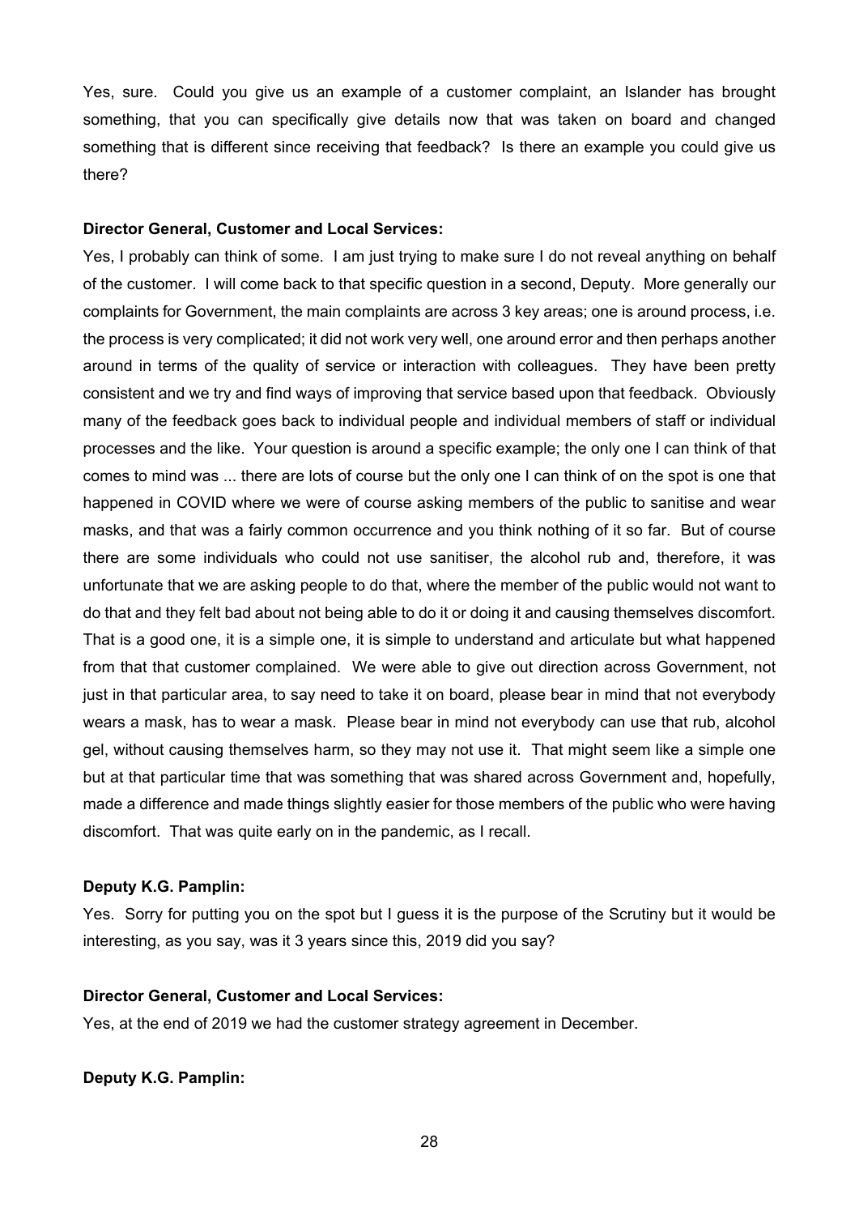Yes, sure. Could you give us an example of a customer complaint, an Islander has brought something, that you can specifically give details now that was taken on board and changed something that is different since receiving that feedback? Is there an example you could give us there?

**Director General, Customer and Local Services:**

Yes, I probably can think of some. I am just trying to make sure I do not reveal anything on behalf of the customer. I will come back to that specific question in a second, Deputy. More generally our complaints for Government, the main complaints are across 3 key areas; one is around process, i.e. the process is very complicated; it did not work very well, one around error and then perhaps another around in terms of the quality of service or interaction with colleagues. They have been pretty consistent and we try and find ways of improving that service based upon that feedback. Obviously many of the feedback goes back to individual people and individual members of staff or individual processes and the like. Your question is around a specific example; the only one I can think of that comes to mind was ... there are lots of course but the only one I can think of on the spot is one that happened in COVID where we were of course asking members of the public to sanitise and wear masks, and that was a fairly common occurrence and you think nothing of it so far. But of course there are some individuals who could not use sanitiser, the alcohol rub and, therefore, it was unfortunate that we are asking people to do that, where the member of the public would not want to do that and they felt bad about not being able to do it or doing it and causing themselves discomfort. That is a good one, it is a simple one, it is simple to understand and articulate but what happened from that that customer complained. We were able to give out direction across Government, not just in that particular area, to say need to take it on board, please bear in mind that not everybody wears a mask, has to wear a mask. Please bear in mind not everybody can use that rub, alcohol gel, without causing themselves harm, so they may not use it. That might seem like a simple one but at that particular time that was something that was shared across Government and, hopefully, made a difference and made things slightly easier for those members of the public who were having discomfort. That was quite early on in the pandemic, as I recall.

**Deputy K.G. Pamplin:**

Yes. Sorry for putting you on the spot but I guess it is the purpose of the Scrutiny but it would be interesting, as you say, was it 3 years since this, 2019 did you say?

**Director General, Customer and Local Services:**

Yes, at the end of 2019 we had the customer strategy agreement in December.

**Deputy K.G. Pamplin:**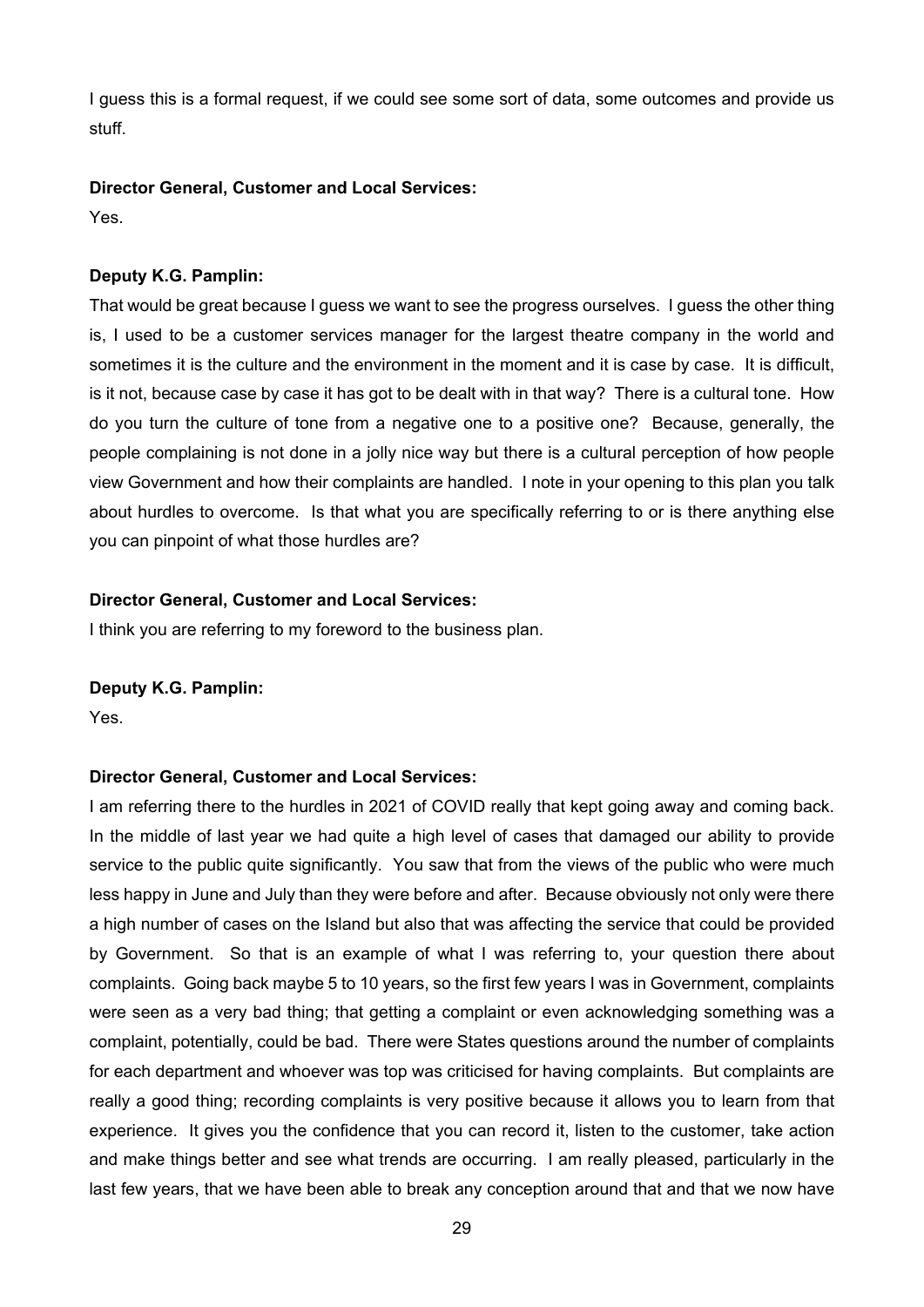I guess this is a formal request, if we could see some sort of data, some outcomes and provide us stuff.

**Director General, Customer and Local Services:**

Yes.

**Deputy K.G. Pamplin:**

That would be great because I guess we want to see the progress ourselves. I guess the other thing is, I used to be a customer services manager for the largest theatre company in the world and sometimes it is the culture and the environment in the moment and it is case by case. It is difficult, is it not, because case by case it has got to be dealt with in that way? There is a cultural tone. How do you turn the culture of tone from a negative one to a positive one? Because, generally, the people complaining is not done in a jolly nice way but there is a cultural perception of how people view Government and how their complaints are handled. I note in your opening to this plan you talk about hurdles to overcome. Is that what you are specifically referring to or is there anything else you can pinpoint of what those hurdles are?

**Director General, Customer and Local Services:**

I think you are referring to my foreword to the business plan.

**Deputy K.G. Pamplin:**

Yes.

**Director General, Customer and Local Services:**

I am referring there to the hurdles in 2021 of COVID really that kept going away and coming back. In the middle of last year we had quite a high level of cases that damaged our ability to provide service to the public quite significantly. You saw that from the views of the public who were much less happy in June and July than they were before and after. Because obviously not only were there a high number of cases on the Island but also that was affecting the service that could be provided by Government. So that is an example of what I was referring to, your question there about complaints. Going back maybe 5 to 10 years, so the first few years I was in Government, complaints were seen as a very bad thing; that getting a complaint or even acknowledging something was a complaint, potentially, could be bad. There were States questions around the number of complaints for each department and whoever was top was criticised for having complaints. But complaints are really a good thing; recording complaints is very positive because it allows you to learn from that experience. It gives you the confidence that you can record it, listen to the customer, take action and make things better and see what trends are occurring. I am really pleased, particularly in the last few years, that we have been able to break any conception around that and that we now have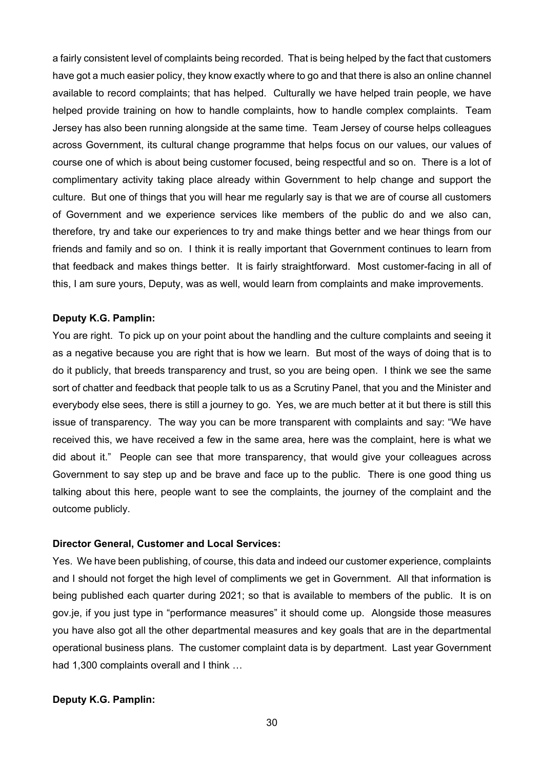a fairly consistent level of complaints being recorded. That is being helped by the fact that customers have got a much easier policy, they know exactly where to go and that there is also an online channel available to record complaints; that has helped. Culturally we have helped train people, we have helped provide training on how to handle complaints, how to handle complex complaints. Team Jersey has also been running alongside at the same time. Team Jersey of course helps colleagues across Government, its cultural change programme that helps focus on our values, our values of course one of which is about being customer focused, being respectful and so on. There is a lot of complimentary activity taking place already within Government to help change and support the culture. But one of things that you will hear me regularly say is that we are of course all customers of Government and we experience services like members of the public do and we also can, therefore, try and take our experiences to try and make things better and we hear things from our friends and family and so on. I think it is really important that Government continues to learn from that feedback and makes things better. It is fairly straightforward. Most customer-facing in all of this, I am sure yours, Deputy, was as well, would learn from complaints and make improvements.

**Deputy K.G. Pamplin:**

You are right. To pick up on your point about the handling and the culture complaints and seeing it as a negative because you are right that is how we learn. But most of the ways of doing that is to do it publicly, that breeds transparency and trust, so you are being open. I think we see the same sort of chatter and feedback that people talk to us as a Scrutiny Panel, that you and the Minister and everybody else sees, there is still a journey to go. Yes, we are much better at it but there is still this issue of transparency. The way you can be more transparent with complaints and say: "We have received this, we have received a few in the same area, here was the complaint, here is what we did about it." People can see that more transparency, that would give your colleagues across Government to say step up and be brave and face up to the public. There is one good thing us talking about this here, people want to see the complaints, the journey of the complaint and the outcome publicly.

**Director General, Customer and Local Services:**

Yes. We have been publishing, of course, this data and indeed our customer experience, complaints and I should not forget the high level of compliments we get in Government. All that information is being published each quarter during 2021; so that is available to members of the public. It is on gov.je, if you just type in "performance measures" it should come up. Alongside those measures you have also got all the other departmental measures and key goals that are in the departmental operational business plans. The customer complaint data is by department. Last year Government had 1,300 complaints overall and I think …

**Deputy K.G. Pamplin:**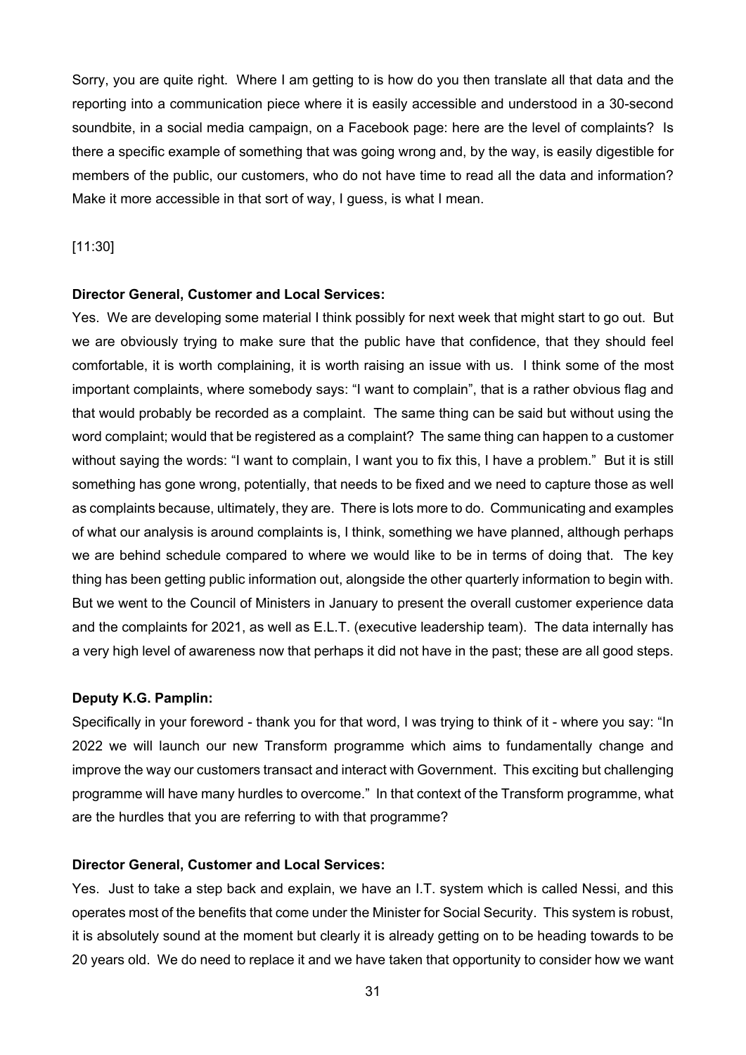Sorry, you are quite right. Where I am getting to is how do you then translate all that data and the reporting into a communication piece where it is easily accessible and understood in a 30-second soundbite, in a social media campaign, on a Facebook page: here are the level of complaints? Is there a specific example of something that was going wrong and, by the way, is easily digestible for members of the public, our customers, who do not have time to read all the data and information? Make it more accessible in that sort of way, I guess, is what I mean.

[11:30]

**Director General, Customer and Local Services:**

Yes. We are developing some material I think possibly for next week that might start to go out. But we are obviously trying to make sure that the public have that confidence, that they should feel comfortable, it is worth complaining, it is worth raising an issue with us. I think some of the most important complaints, where somebody says: "I want to complain", that is a rather obvious flag and that would probably be recorded as a complaint. The same thing can be said but without using the word complaint; would that be registered as a complaint? The same thing can happen to a customer without saying the words: "I want to complain, I want you to fix this, I have a problem." But it is still something has gone wrong, potentially, that needs to be fixed and we need to capture those as well as complaints because, ultimately, they are. There is lots more to do. Communicating and examples of what our analysis is around complaints is, I think, something we have planned, although perhaps we are behind schedule compared to where we would like to be in terms of doing that. The key thing has been getting public information out, alongside the other quarterly information to begin with. But we went to the Council of Ministers in January to present the overall customer experience data and the complaints for 2021, as well as E.L.T. (executive leadership team). The data internally has a very high level of awareness now that perhaps it did not have in the past; these are all good steps.

**Deputy K.G. Pamplin:**

Specifically in your foreword - thank you for that word, I was trying to think of it - where you say: "In 2022 we will launch our new Transform programme which aims to fundamentally change and improve the way our customers transact and interact with Government. This exciting but challenging programme will have many hurdles to overcome." In that context of the Transform programme, what are the hurdles that you are referring to with that programme?

**Director General, Customer and Local Services:**

Yes. Just to take a step back and explain, we have an I.T. system which is called Nessi, and this operates most of the benefits that come under the Minister for Social Security. This system is robust, it is absolutely sound at the moment but clearly it is already getting on to be heading towards to be 20 years old. We do need to replace it and we have taken that opportunity to consider how we want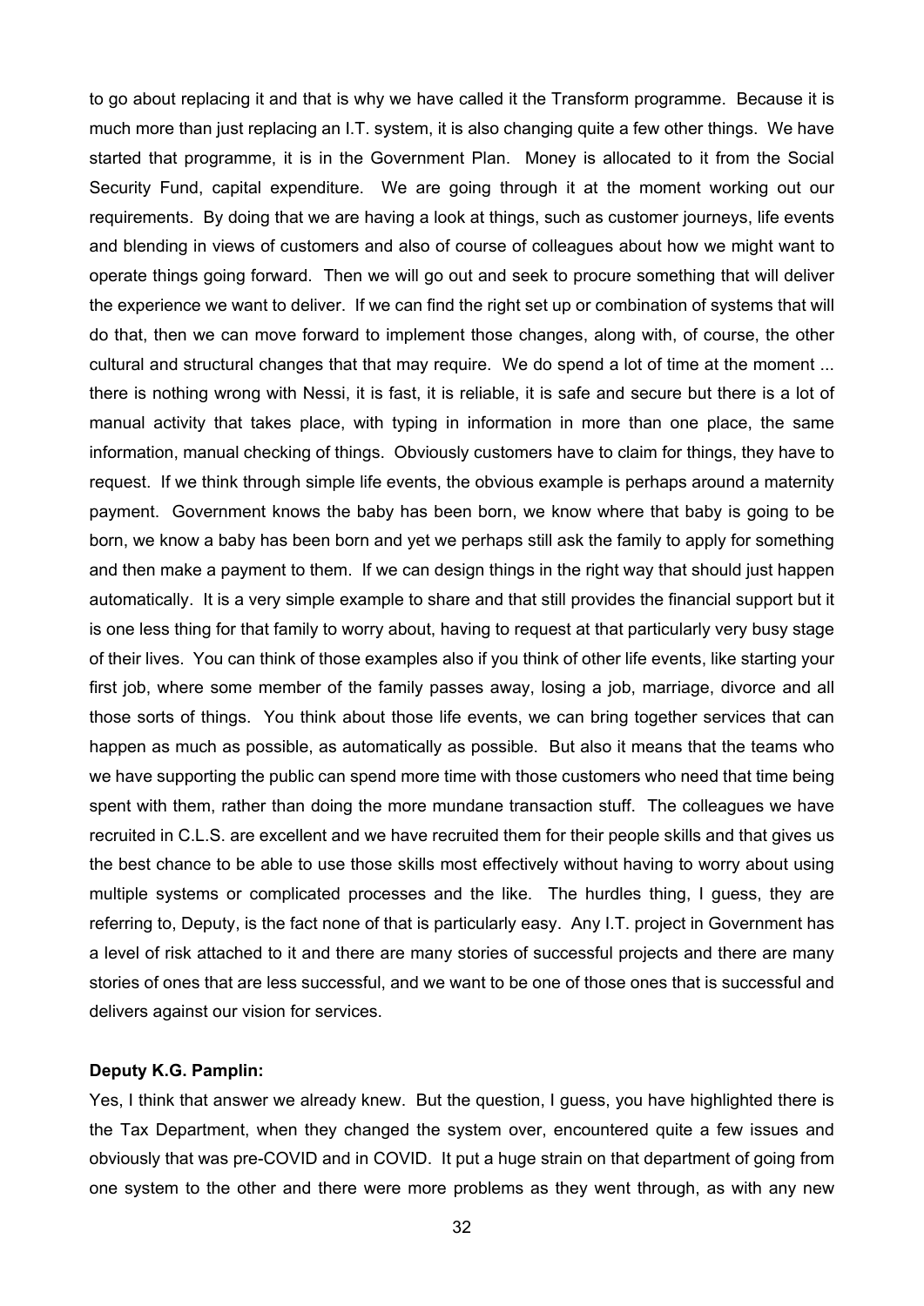to go about replacing it and that is why we have called it the Transform programme. Because it is much more than just replacing an I.T. system, it is also changing quite a few other things. We have started that programme, it is in the Government Plan. Money is allocated to it from the Social Security Fund, capital expenditure. We are going through it at the moment working out our requirements. By doing that we are having a look at things, such as customer journeys, life events and blending in views of customers and also of course of colleagues about how we might want to operate things going forward. Then we will go out and seek to procure something that will deliver the experience we want to deliver. If we can find the right set up or combination of systems that will do that, then we can move forward to implement those changes, along with, of course, the other cultural and structural changes that that may require. We do spend a lot of time at the moment ... there is nothing wrong with Nessi, it is fast, it is reliable, it is safe and secure but there is a lot of manual activity that takes place, with typing in information in more than one place, the same information, manual checking of things. Obviously customers have to claim for things, they have to request. If we think through simple life events, the obvious example is perhaps around a maternity payment. Government knows the baby has been born, we know where that baby is going to be born, we know a baby has been born and yet we perhaps still ask the family to apply for something and then make a payment to them. If we can design things in the right way that should just happen automatically. It is a very simple example to share and that still provides the financial support but it is one less thing for that family to worry about, having to request at that particularly very busy stage of their lives. You can think of those examples also if you think of other life events, like starting your first job, where some member of the family passes away, losing a job, marriage, divorce and all those sorts of things. You think about those life events, we can bring together services that can happen as much as possible, as automatically as possible. But also it means that the teams who we have supporting the public can spend more time with those customers who need that time being spent with them, rather than doing the more mundane transaction stuff. The colleagues we have recruited in C.L.S. are excellent and we have recruited them for their people skills and that gives us the best chance to be able to use those skills most effectively without having to worry about using multiple systems or complicated processes and the like. The hurdles thing, I guess, they are referring to, Deputy, is the fact none of that is particularly easy. Any I.T. project in Government has a level of risk attached to it and there are many stories of successful projects and there are many stories of ones that are less successful, and we want to be one of those ones that is successful and delivers against our vision for services.

**Deputy K.G. Pamplin:**

Yes, I think that answer we already knew. But the question, I guess, you have highlighted there is the Tax Department, when they changed the system over, encountered quite a few issues and obviously that was pre-COVID and in COVID. It put a huge strain on that department of going from one system to the other and there were more problems as they went through, as with any new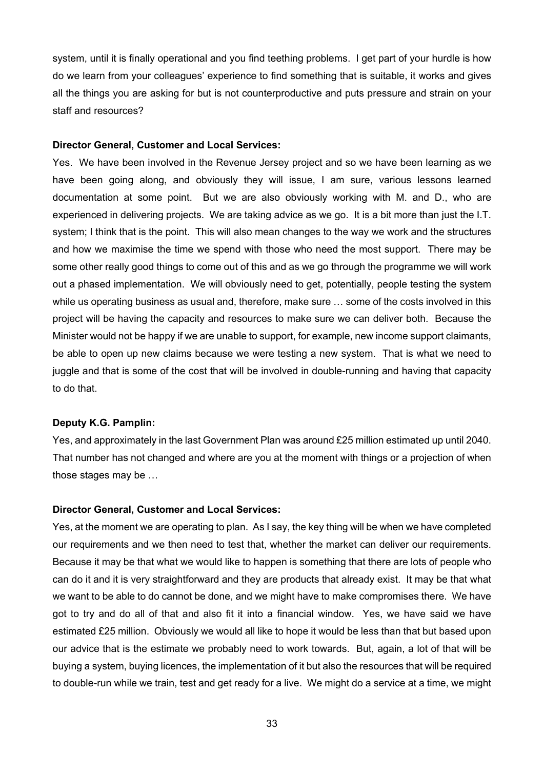system, until it is finally operational and you find teething problems. I get part of your hurdle is how do we learn from your colleagues' experience to find something that is suitable, it works and gives all the things you are asking for but is not counterproductive and puts pressure and strain on your staff and resources?

**Director General, Customer and Local Services:**

Yes. We have been involved in the Revenue Jersey project and so we have been learning as we have been going along, and obviously they will issue, I am sure, various lessons learned documentation at some point. But we are also obviously working with M. and D., who are experienced in delivering projects. We are taking advice as we go. It is a bit more than just the I.T. system; I think that is the point. This will also mean changes to the way we work and the structures and how we maximise the time we spend with those who need the most support. There may be some other really good things to come out of this and as we go through the programme we will work out a phased implementation. We will obviously need to get, potentially, people testing the system while us operating business as usual and, therefore, make sure … some of the costs involved in this project will be having the capacity and resources to make sure we can deliver both. Because the Minister would not be happy if we are unable to support, for example, new income support claimants, be able to open up new claims because we were testing a new system. That is what we need to juggle and that is some of the cost that will be involved in double-running and having that capacity to do that.

**Deputy K.G. Pamplin:**

Yes, and approximately in the last Government Plan was around £25 million estimated up until 2040. That number has not changed and where are you at the moment with things or a projection of when those stages may be …

**Director General, Customer and Local Services:**

Yes, at the moment we are operating to plan. As I say, the key thing will be when we have completed our requirements and we then need to test that, whether the market can deliver our requirements. Because it may be that what we would like to happen is something that there are lots of people who can do it and it is very straightforward and they are products that already exist. It may be that what we want to be able to do cannot be done, and we might have to make compromises there. We have got to try and do all of that and also fit it into a financial window. Yes, we have said we have estimated £25 million. Obviously we would all like to hope it would be less than that but based upon our advice that is the estimate we probably need to work towards. But, again, a lot of that will be buying a system, buying licences, the implementation of it but also the resources that will be required to double-run while we train, test and get ready for a live. We might do a service at a time, we might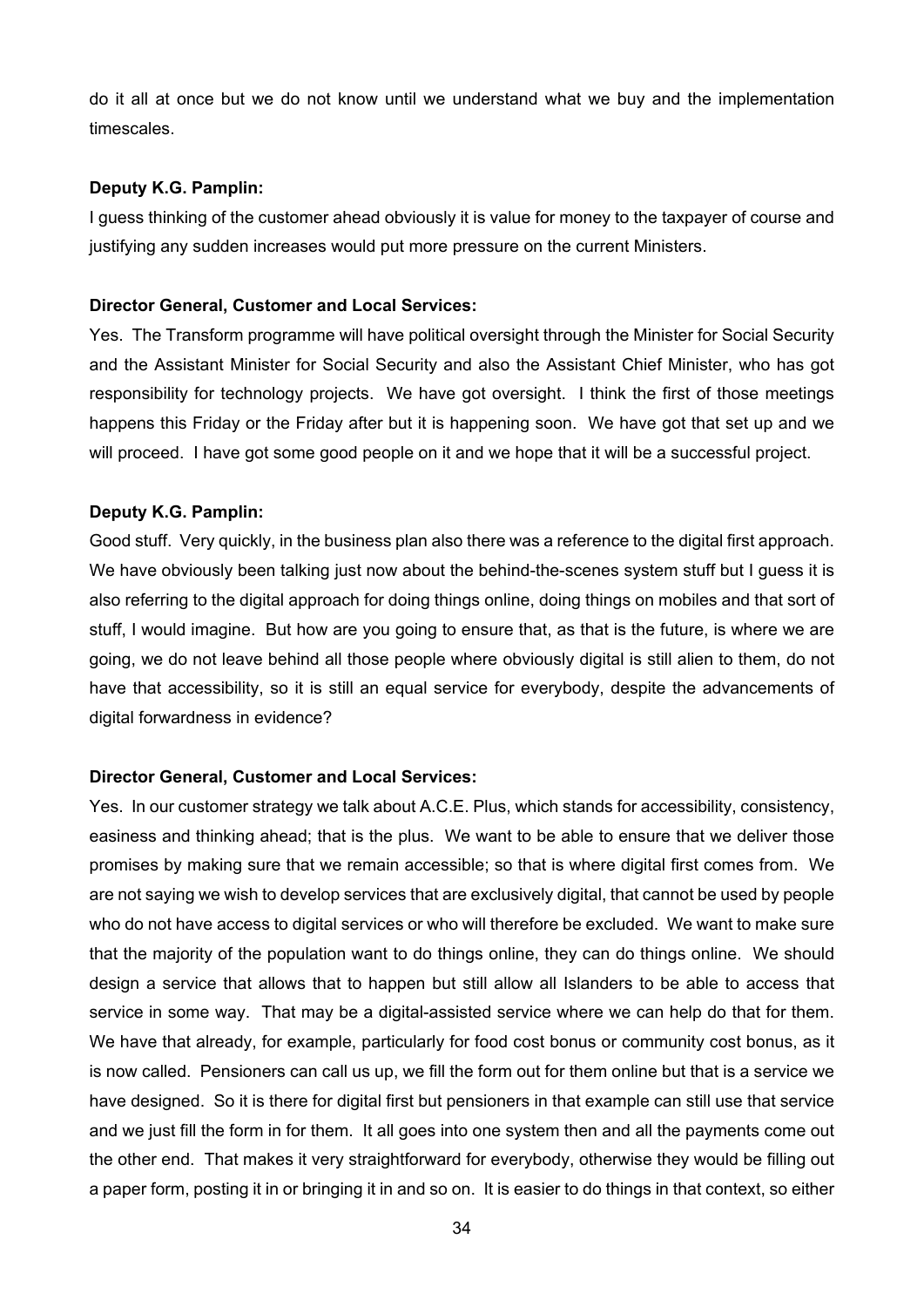do it all at once but we do not know until we understand what we buy and the implementation timescales.

**Deputy K.G. Pamplin:**

I guess thinking of the customer ahead obviously it is value for money to the taxpayer of course and justifying any sudden increases would put more pressure on the current Ministers.

**Director General, Customer and Local Services:**

Yes. The Transform programme will have political oversight through the Minister for Social Security and the Assistant Minister for Social Security and also the Assistant Chief Minister, who has got responsibility for technology projects. We have got oversight. I think the first of those meetings happens this Friday or the Friday after but it is happening soon. We have got that set up and we will proceed. I have got some good people on it and we hope that it will be a successful project.

**Deputy K.G. Pamplin:**

Good stuff. Very quickly, in the business plan also there was a reference to the digital first approach. We have obviously been talking just now about the behind-the-scenes system stuff but I guess it is also referring to the digital approach for doing things online, doing things on mobiles and that sort of stuff, I would imagine. But how are you going to ensure that, as that is the future, is where we are going, we do not leave behind all those people where obviously digital is still alien to them, do not have that accessibility, so it is still an equal service for everybody, despite the advancements of digital forwardness in evidence?

**Director General, Customer and Local Services:**

Yes. In our customer strategy we talk about A.C.E. Plus, which stands for accessibility, consistency, easiness and thinking ahead; that is the plus. We want to be able to ensure that we deliver those promises by making sure that we remain accessible; so that is where digital first comes from. We are not saying we wish to develop services that are exclusively digital, that cannot be used by people who do not have access to digital services or who will therefore be excluded. We want to make sure that the majority of the population want to do things online, they can do things online. We should design a service that allows that to happen but still allow all Islanders to be able to access that service in some way. That may be a digital-assisted service where we can help do that for them. We have that already, for example, particularly for food cost bonus or community cost bonus, as it is now called. Pensioners can call us up, we fill the form out for them online but that is a service we have designed. So it is there for digital first but pensioners in that example can still use that service and we just fill the form in for them. It all goes into one system then and all the payments come out the other end. That makes it very straightforward for everybody, otherwise they would be filling out a paper form, posting it in or bringing it in and so on. It is easier to do things in that context, so either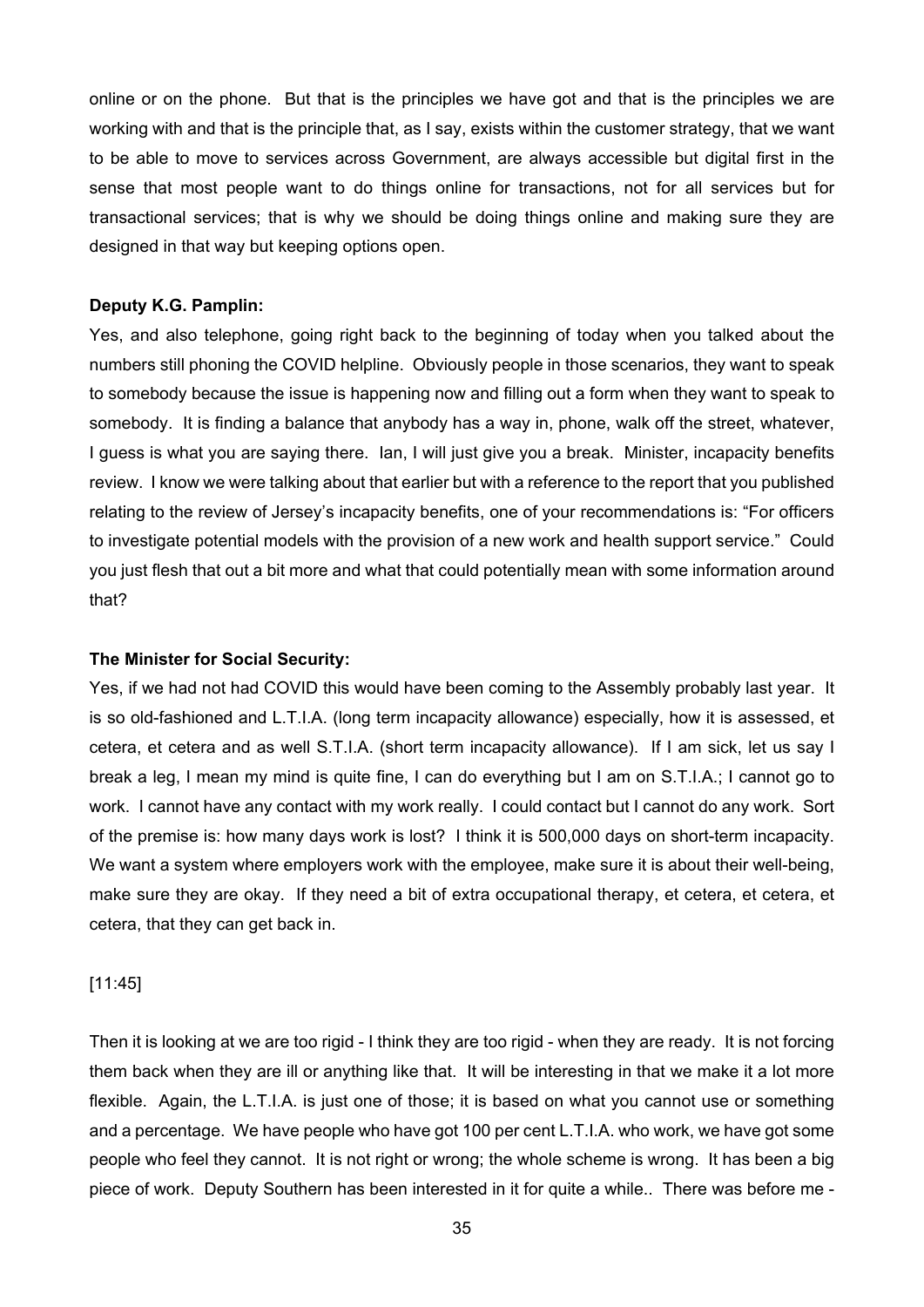online or on the phone. But that is the principles we have got and that is the principles we are working with and that is the principle that, as I say, exists within the customer strategy, that we want to be able to move to services across Government, are always accessible but digital first in the sense that most people want to do things online for transactions, not for all services but for transactional services; that is why we should be doing things online and making sure they are designed in that way but keeping options open.

**Deputy K.G. Pamplin:**

Yes, and also telephone, going right back to the beginning of today when you talked about the numbers still phoning the COVID helpline. Obviously people in those scenarios, they want to speak to somebody because the issue is happening now and filling out a form when they want to speak to somebody. It is finding a balance that anybody has a way in, phone, walk off the street, whatever, I guess is what you are saying there. Ian, I will just give you a break. Minister, incapacity benefits review. I know we were talking about that earlier but with a reference to the report that you published relating to the review of Jersey's incapacity benefits, one of your recommendations is: "For officers to investigate potential models with the provision of a new work and health support service." Could you just flesh that out a bit more and what that could potentially mean with some information around that?

**The Minister for Social Security:**

Yes, if we had not had COVID this would have been coming to the Assembly probably last year. It is so old-fashioned and L.T.I.A. (long term incapacity allowance) especially, how it is assessed, et cetera, et cetera and as well S.T.I.A. (short term incapacity allowance). If I am sick, let us say I break a leg, I mean my mind is quite fine, I can do everything but I am on S.T.I.A.; I cannot go to work. I cannot have any contact with my work really. I could contact but I cannot do any work. Sort of the premise is: how many days work is lost? I think it is 500,000 days on short-term incapacity. We want a system where employers work with the employee, make sure it is about their well-being, make sure they are okay. If they need a bit of extra occupational therapy, et cetera, et cetera, et cetera, that they can get back in.

[11:45]

Then it is looking at we are too rigid - I think they are too rigid - when they are ready. It is not forcing them back when they are ill or anything like that. It will be interesting in that we make it a lot more flexible. Again, the L.T.I.A. is just one of those; it is based on what you cannot use or something and a percentage. We have people who have got 100 per cent L.T.I.A. who work, we have got some people who feel they cannot. It is not right or wrong; the whole scheme is wrong. It has been a big piece of work. Deputy Southern has been interested in it for quite a while.. There was before me -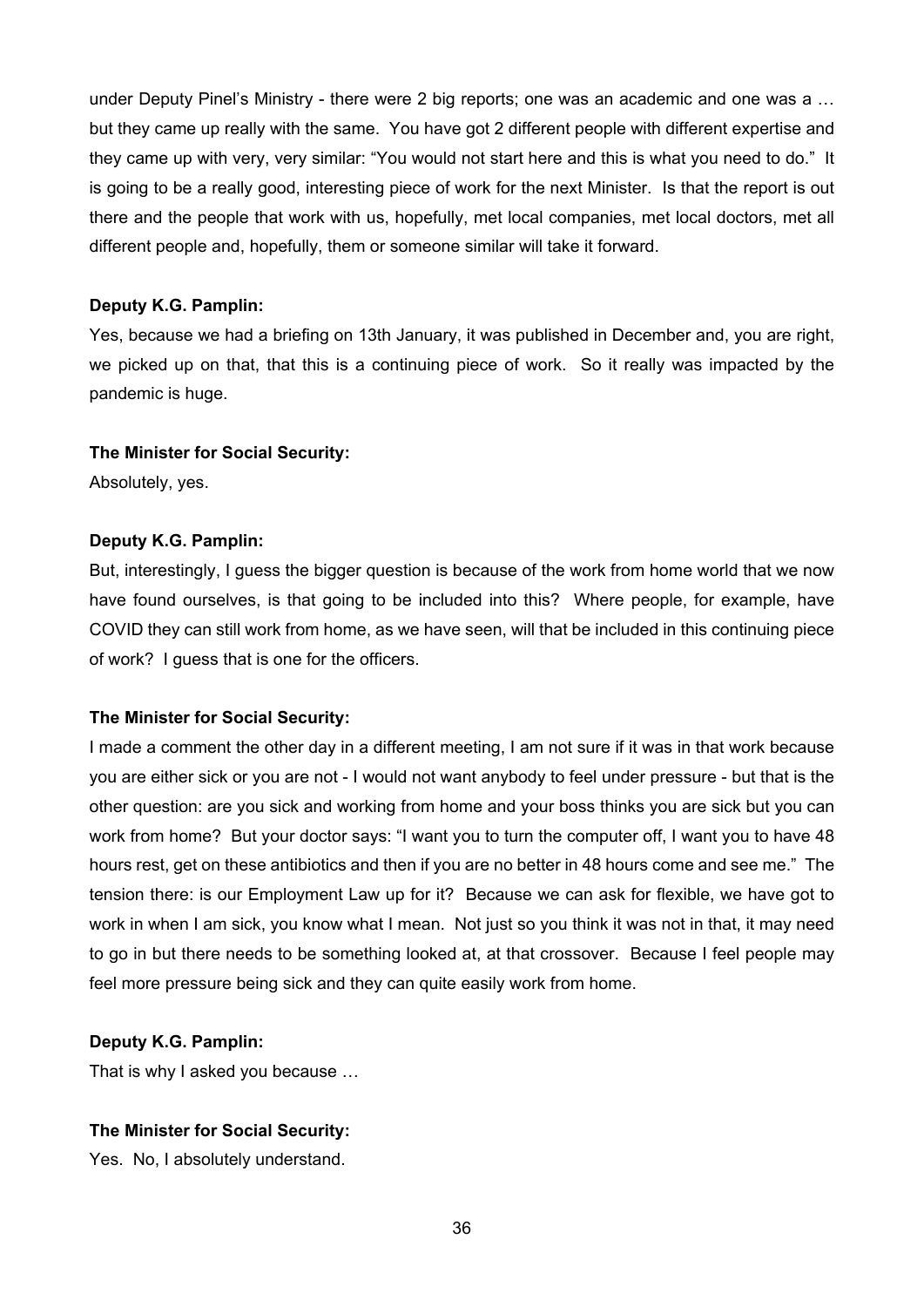under Deputy Pinel's Ministry - there were 2 big reports; one was an academic and one was a … but they came up really with the same. You have got 2 different people with different expertise and they came up with very, very similar: "You would not start here and this is what you need to do." It is going to be a really good, interesting piece of work for the next Minister. Is that the report is out there and the people that work with us, hopefully, met local companies, met local doctors, met all different people and, hopefully, them or someone similar will take it forward.

**Deputy K.G. Pamplin:**

Yes, because we had a briefing on 13th January, it was published in December and, you are right, we picked up on that, that this is a continuing piece of work. So it really was impacted by the pandemic is huge.

**The Minister for Social Security:**

Absolutely, yes.

**Deputy K.G. Pamplin:**

But, interestingly, I guess the bigger question is because of the work from home world that we now have found ourselves, is that going to be included into this? Where people, for example, have COVID they can still work from home, as we have seen, will that be included in this continuing piece of work? I guess that is one for the officers.

**The Minister for Social Security:**

I made a comment the other day in a different meeting, I am not sure if it was in that work because you are either sick or you are not - I would not want anybody to feel under pressure - but that is the other question: are you sick and working from home and your boss thinks you are sick but you can work from home? But your doctor says: "I want you to turn the computer off, I want you to have 48 hours rest, get on these antibiotics and then if you are no better in 48 hours come and see me." The tension there: is our Employment Law up for it? Because we can ask for flexible, we have got to work in when I am sick, you know what I mean. Not just so you think it was not in that, it may need to go in but there needs to be something looked at, at that crossover. Because I feel people may feel more pressure being sick and they can quite easily work from home.

**Deputy K.G. Pamplin:**

That is why I asked you because …

**The Minister for Social Security:**

Yes. No, I absolutely understand.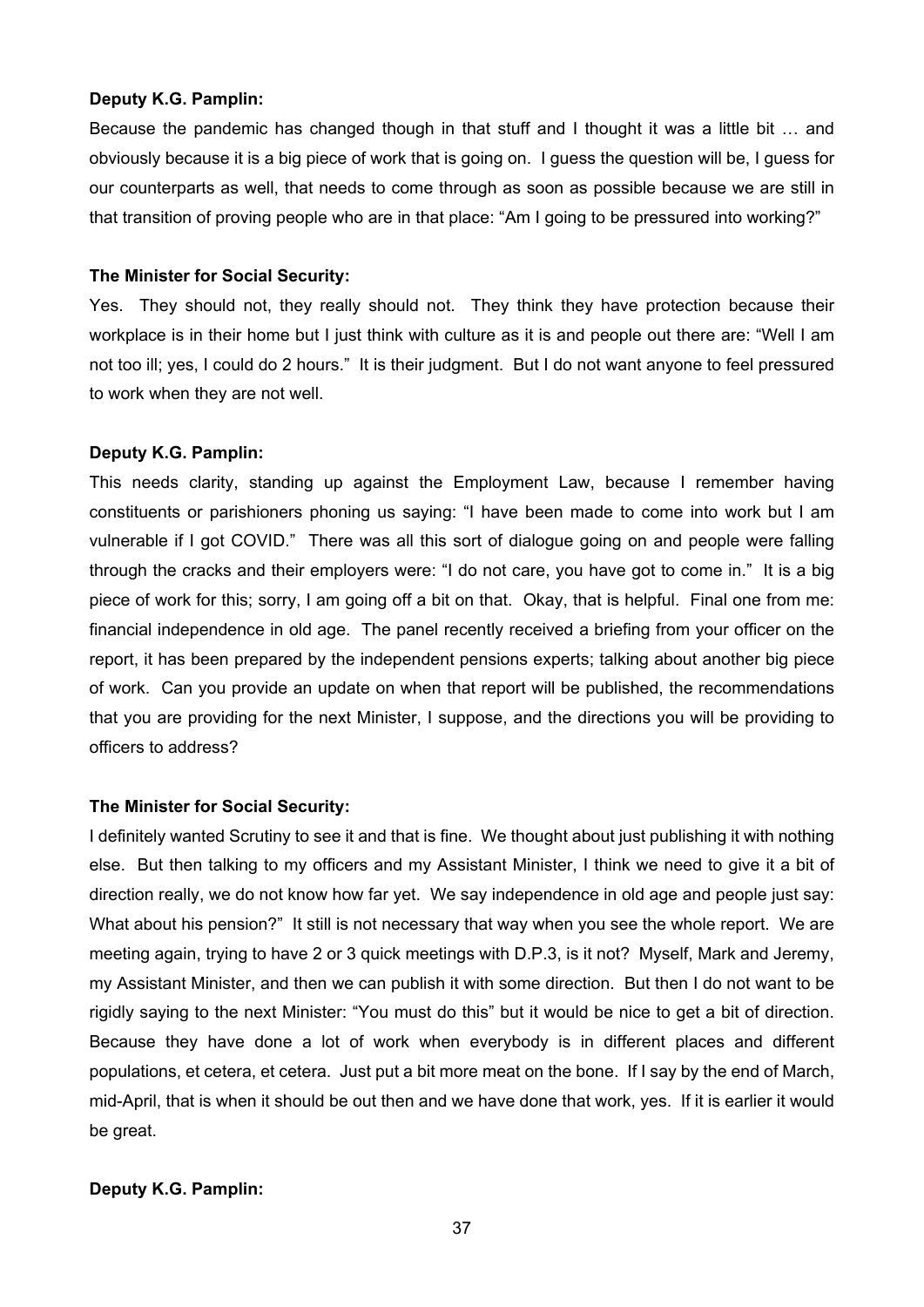**Deputy K.G. Pamplin:**

Because the pandemic has changed though in that stuff and I thought it was a little bit … and obviously because it is a big piece of work that is going on. I guess the question will be, I guess for our counterparts as well, that needs to come through as soon as possible because we are still in that transition of proving people who are in that place: "Am I going to be pressured into working?"

**The Minister for Social Security:**

Yes. They should not, they really should not. They think they have protection because their workplace is in their home but I just think with culture as it is and people out there are: "Well I am not too ill; yes, I could do 2 hours." It is their judgment. But I do not want anyone to feel pressured to work when they are not well.

**Deputy K.G. Pamplin:**

This needs clarity, standing up against the Employment Law, because I remember having constituents or parishioners phoning us saying: "I have been made to come into work but I am vulnerable if I got COVID." There was all this sort of dialogue going on and people were falling through the cracks and their employers were: "I do not care, you have got to come in." It is a big piece of work for this; sorry, I am going off a bit on that. Okay, that is helpful. Final one from me: financial independence in old age. The panel recently received a briefing from your officer on the report, it has been prepared by the independent pensions experts; talking about another big piece of work. Can you provide an update on when that report will be published, the recommendations that you are providing for the next Minister, I suppose, and the directions you will be providing to officers to address?

**The Minister for Social Security:**

I definitely wanted Scrutiny to see it and that is fine. We thought about just publishing it with nothing else. But then talking to my officers and my Assistant Minister, I think we need to give it a bit of direction really, we do not know how far yet. We say independence in old age and people just say: What about his pension?" It still is not necessary that way when you see the whole report. We are meeting again, trying to have 2 or 3 quick meetings with D.P.3, is it not? Myself, Mark and Jeremy, my Assistant Minister, and then we can publish it with some direction. But then I do not want to be rigidly saying to the next Minister: "You must do this" but it would be nice to get a bit of direction. Because they have done a lot of work when everybody is in different places and different populations, et cetera, et cetera. Just put a bit more meat on the bone. If I say by the end of March, mid-April, that is when it should be out then and we have done that work, yes. If it is earlier it would be great.

**Deputy K.G. Pamplin:**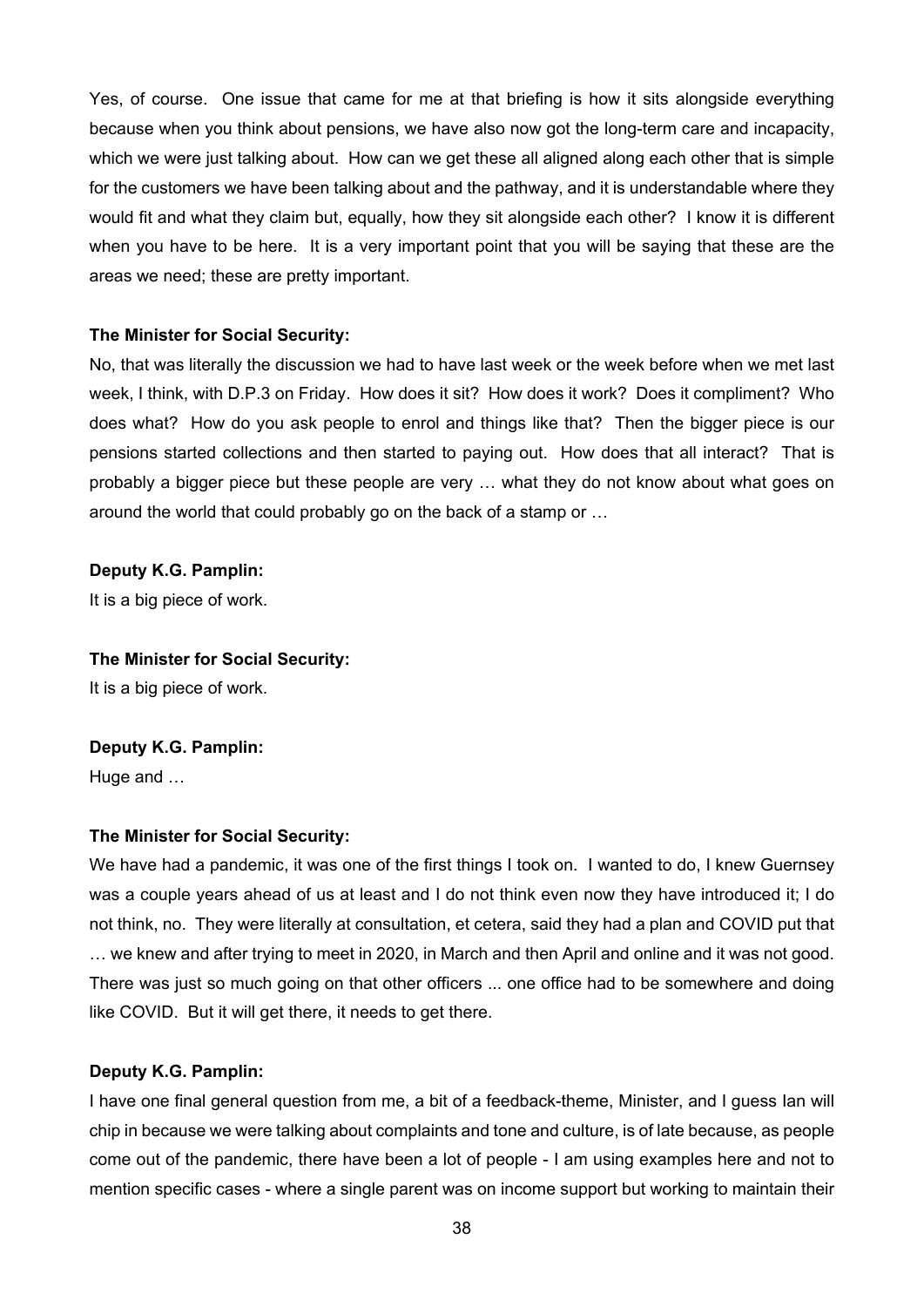Yes, of course. One issue that came for me at that briefing is how it sits alongside everything because when you think about pensions, we have also now got the long-term care and incapacity, which we were just talking about. How can we get these all aligned along each other that is simple for the customers we have been talking about and the pathway, and it is understandable where they would fit and what they claim but, equally, how they sit alongside each other? I know it is different when you have to be here. It is a very important point that you will be saying that these are the areas we need; these are pretty important.

**The Minister for Social Security:**

No, that was literally the discussion we had to have last week or the week before when we met last week, I think, with D.P.3 on Friday. How does it sit? How does it work? Does it compliment? Who does what? How do you ask people to enrol and things like that? Then the bigger piece is our pensions started collections and then started to paying out. How does that all interact? That is probably a bigger piece but these people are very … what they do not know about what goes on around the world that could probably go on the back of a stamp or …

**Deputy K.G. Pamplin:**

It is a big piece of work.

**The Minister for Social Security:**

It is a big piece of work.

**Deputy K.G. Pamplin:**

Huge and …

**The Minister for Social Security:**

We have had a pandemic, it was one of the first things I took on. I wanted to do, I knew Guernsey was a couple years ahead of us at least and I do not think even now they have introduced it; I do not think, no. They were literally at consultation, et cetera, said they had a plan and COVID put that … we knew and after trying to meet in 2020, in March and then April and online and it was not good. There was just so much going on that other officers ... one office had to be somewhere and doing like COVID. But it will get there, it needs to get there.

**Deputy K.G. Pamplin:**

I have one final general question from me, a bit of a feedback-theme, Minister, and I guess Ian will chip in because we were talking about complaints and tone and culture, is of late because, as people come out of the pandemic, there have been a lot of people - I am using examples here and not to mention specific cases - where a single parent was on income support but working to maintain their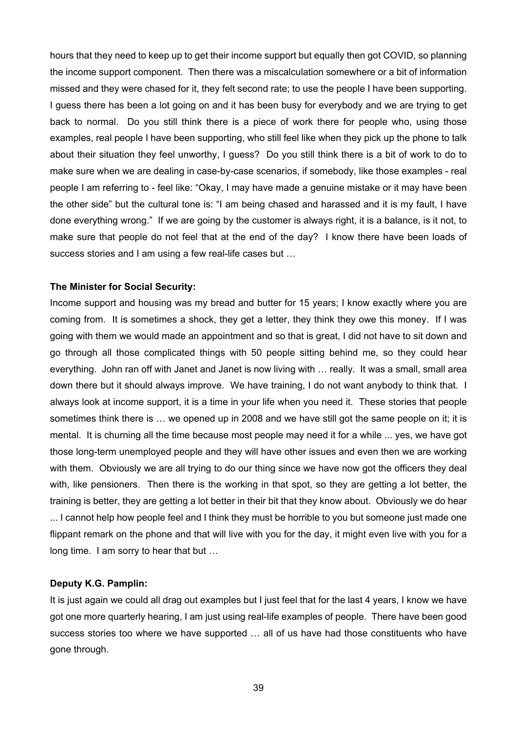hours that they need to keep up to get their income support but equally then got COVID, so planning the income support component. Then there was a miscalculation somewhere or a bit of information missed and they were chased for it, they felt second rate; to use the people I have been supporting. I guess there has been a lot going on and it has been busy for everybody and we are trying to get back to normal. Do you still think there is a piece of work there for people who, using those examples, real people I have been supporting, who still feel like when they pick up the phone to talk about their situation they feel unworthy, I guess? Do you still think there is a bit of work to do to make sure when we are dealing in case-by-case scenarios, if somebody, like those examples - real people I am referring to - feel like: "Okay, I may have made a genuine mistake or it may have been the other side" but the cultural tone is: "I am being chased and harassed and it is my fault, I have done everything wrong." If we are going by the customer is always right, it is a balance, is it not, to make sure that people do not feel that at the end of the day? I know there have been loads of success stories and I am using a few real-life cases but …

**The Minister for Social Security:**

Income support and housing was my bread and butter for 15 years; I know exactly where you are coming from. It is sometimes a shock, they get a letter, they think they owe this money. If I was going with them we would made an appointment and so that is great, I did not have to sit down and go through all those complicated things with 50 people sitting behind me, so they could hear everything. John ran off with Janet and Janet is now living with … really. It was a small, small area down there but it should always improve. We have training, I do not want anybody to think that. I always look at income support, it is a time in your life when you need it. These stories that people sometimes think there is … we opened up in 2008 and we have still got the same people on it; it is mental. It is churning all the time because most people may need it for a while ... yes, we have got those long-term unemployed people and they will have other issues and even then we are working with them. Obviously we are all trying to do our thing since we have now got the officers they deal with, like pensioners. Then there is the working in that spot, so they are getting a lot better, the training is better, they are getting a lot better in their bit that they know about. Obviously we do hear ... I cannot help how people feel and I think they must be horrible to you but someone just made one flippant remark on the phone and that will live with you for the day, it might even live with you for a long time. I am sorry to hear that but …

**Deputy K.G. Pamplin:**

It is just again we could all drag out examples but I just feel that for the last 4 years, I know we have got one more quarterly hearing, I am just using real-life examples of people. There have been good success stories too where we have supported … all of us have had those constituents who have gone through.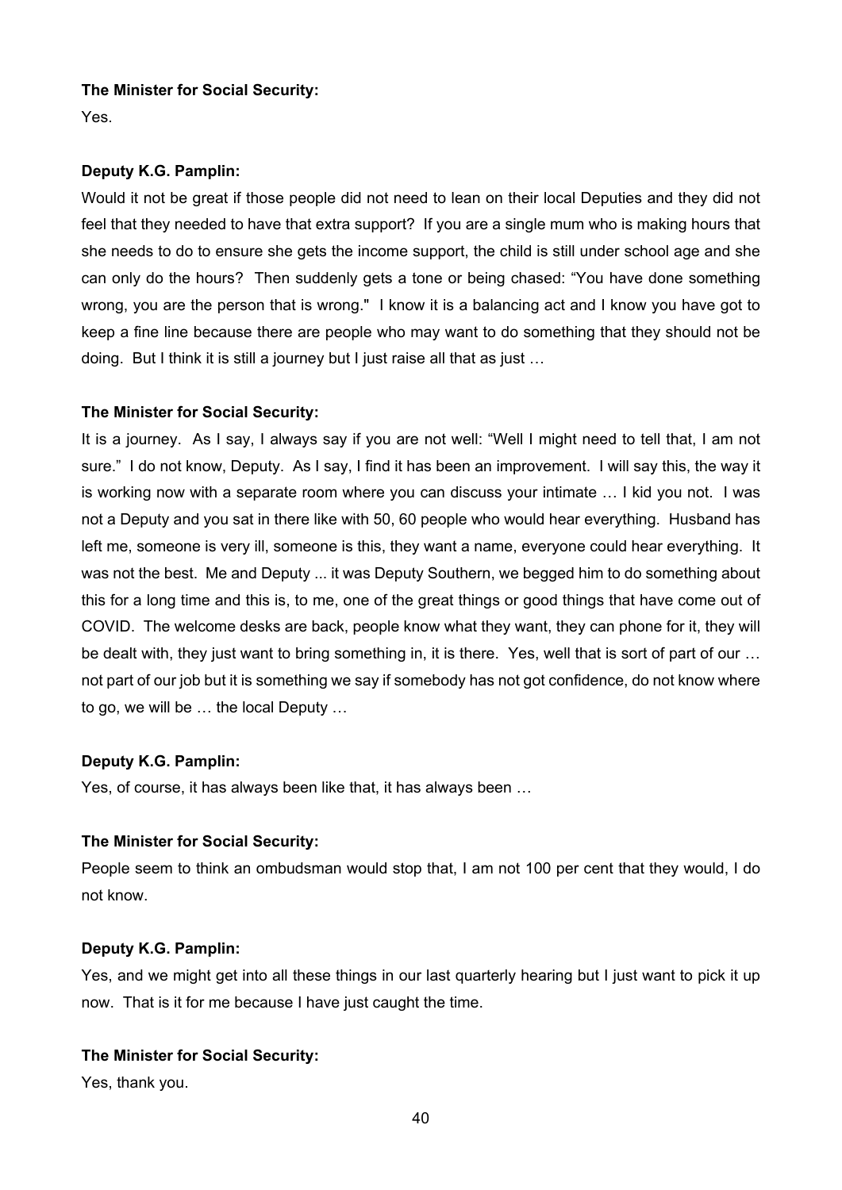**The Minister for Social Security:**

Yes.

**Deputy K.G. Pamplin:**

Would it not be great if those people did not need to lean on their local Deputies and they did not feel that they needed to have that extra support? If you are a single mum who is making hours that she needs to do to ensure she gets the income support, the child is still under school age and she can only do the hours? Then suddenly gets a tone or being chased: "You have done something wrong, you are the person that is wrong." I know it is a balancing act and I know you have got to keep a fine line because there are people who may want to do something that they should not be doing. But I think it is still a journey but I just raise all that as just …

**The Minister for Social Security:**

It is a journey. As I say, I always say if you are not well: "Well I might need to tell that, I am not sure." I do not know, Deputy. As I say, I find it has been an improvement. I will say this, the way it is working now with a separate room where you can discuss your intimate … I kid you not. I was not a Deputy and you sat in there like with 50, 60 people who would hear everything. Husband has left me, someone is very ill, someone is this, they want a name, everyone could hear everything. It was not the best. Me and Deputy ... it was Deputy Southern, we begged him to do something about this for a long time and this is, to me, one of the great things or good things that have come out of COVID. The welcome desks are back, people know what they want, they can phone for it, they will be dealt with, they just want to bring something in, it is there. Yes, well that is sort of part of our … not part of our job but it is something we say if somebody has not got confidence, do not know where to go, we will be … the local Deputy …

**Deputy K.G. Pamplin:**

Yes, of course, it has always been like that, it has always been …

**The Minister for Social Security:**

People seem to think an ombudsman would stop that, I am not 100 per cent that they would, I do not know.

**Deputy K.G. Pamplin:**

Yes, and we might get into all these things in our last quarterly hearing but I just want to pick it up now. That is it for me because I have just caught the time.

**The Minister for Social Security:**

Yes, thank you.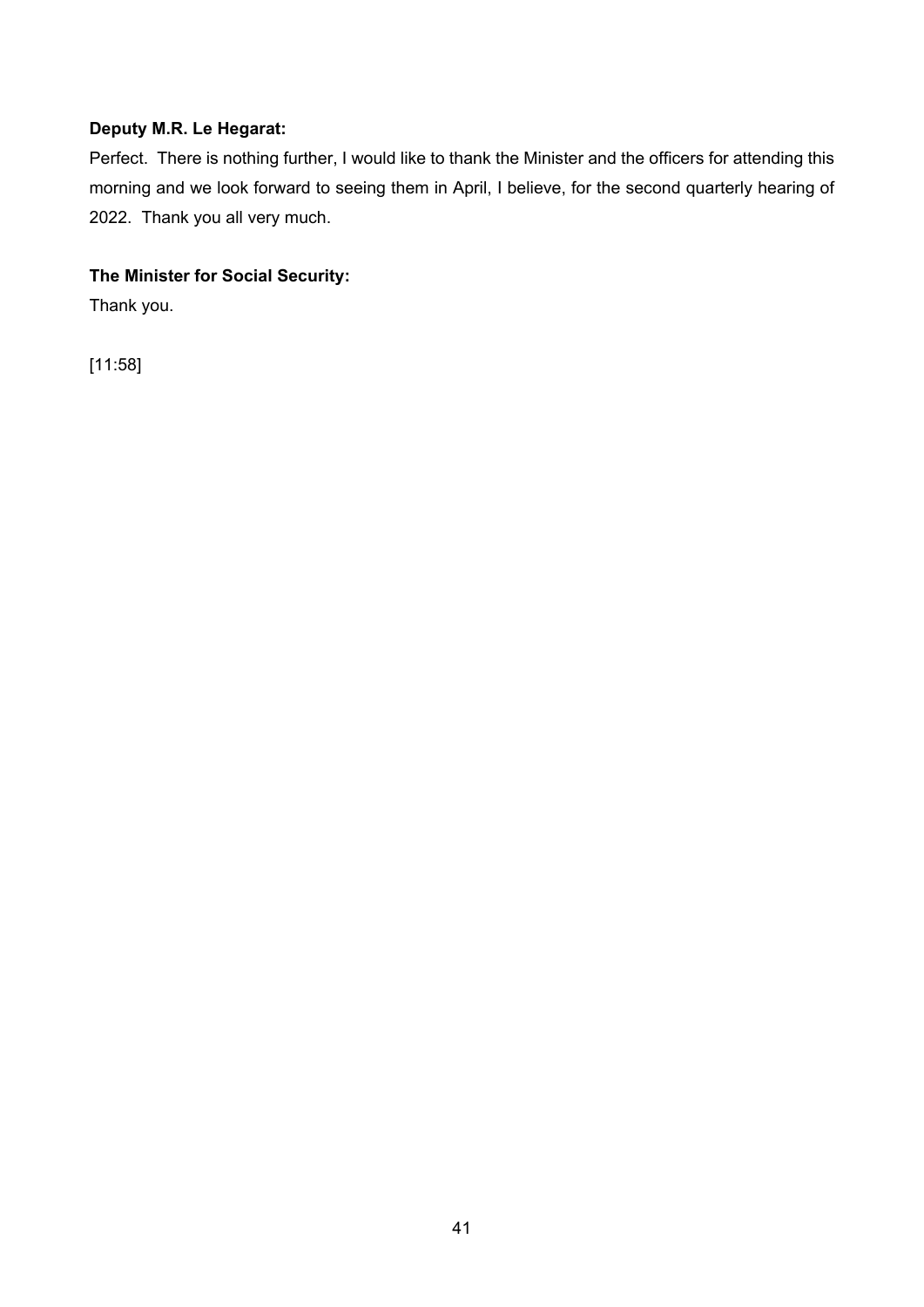**Deputy M.R. Le Hegarat:**

Perfect. There is nothing further, I would like to thank the Minister and the officers for attending this morning and we look forward to seeing them in April, I believe, for the second quarterly hearing of 2022. Thank you all very much.

**The Minister for Social Security:**

Thank you.

[11:58]